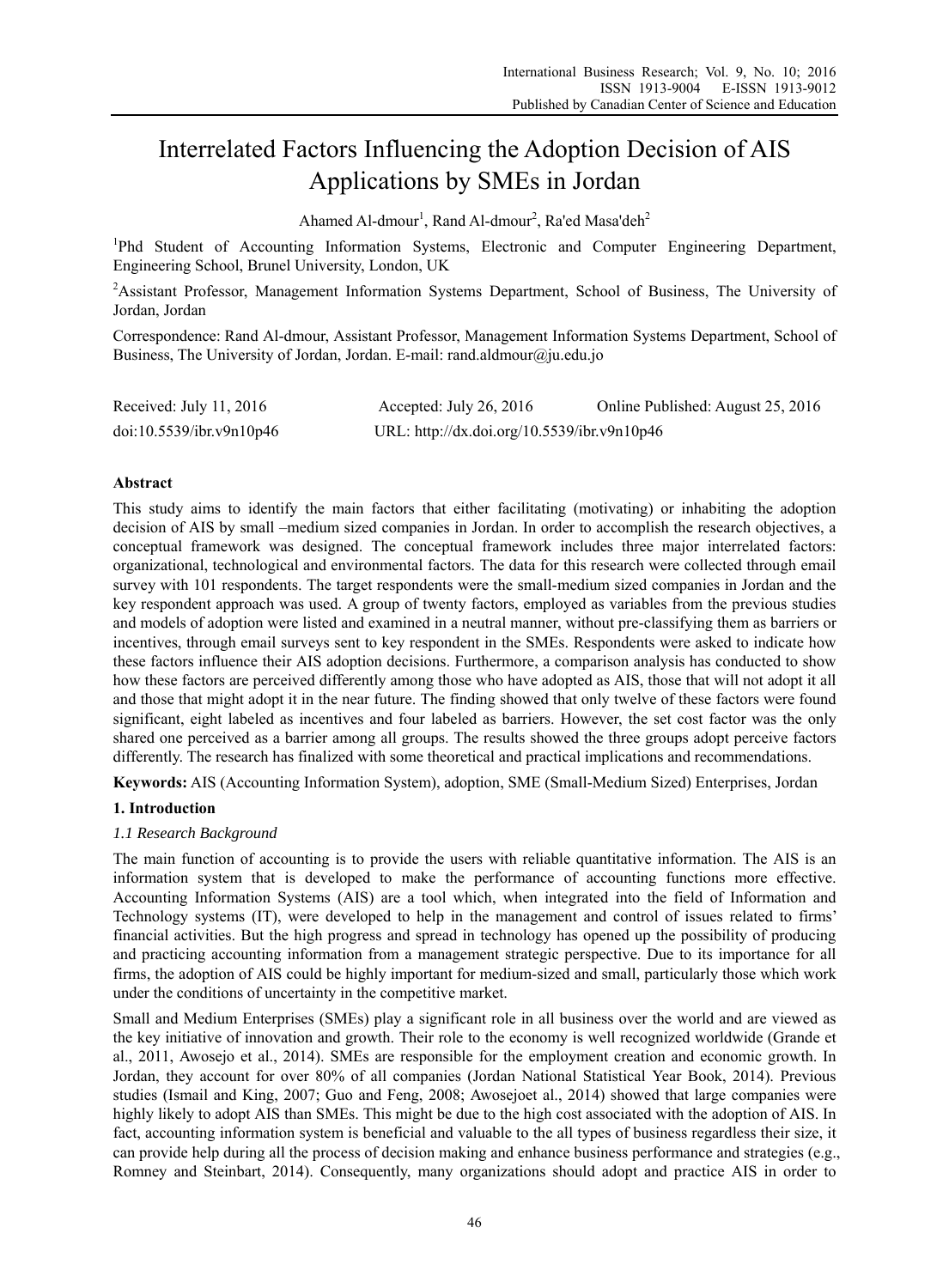# Interrelated Factors Influencing the Adoption Decision of AIS Applications by SMEs in Jordan

Ahamed Al-dmour[1], Rand Al-dmour[2], Ra'ed Masa'deh[2]

[1]Phd Student of Accounting Information Systems, Electronic and Computer Engineering Department, Engineering School, Brunel University, London, UK

[2]Assistant Professor, Management Information Systems Department, School of Business, The University of Jordan, Jordan

Correspondence: Rand Al-dmour, Assistant Professor, Management Information Systems Department, School of Business, The University of Jordan, Jordan. E-mail: rand.aldmour@ju.edu.jo

Received: July 11, 2016 Accepted: July 26, 2016 Online Published: August 25, 2016

doi:10.5539/ibr.v9n10p46 URL: http://dx.doi.org/10.5539/ibr.v9n10p46

## Abstract

This study aims to identify the main factors that either facilitating (motivating) or inhabiting the adoption decision of AIS by small –medium sized companies in Jordan. In order to accomplish the research objectives, a conceptual framework was designed. The conceptual framework includes three major interrelated factors: organizational, technological and environmental factors. The data for this research were collected through email survey with 101 respondents. The target respondents were the small-medium sized companies in Jordan and the key respondent approach was used. A group of twenty factors, employed as variables from the previous studies and models of adoption were listed and examined in a neutral manner, without pre-classifying them as barriers or incentives, through email surveys sent to key respondent in the SMEs. Respondents were asked to indicate how these factors influence their AIS adoption decisions. Furthermore, a comparison analysis has conducted to show how these factors are perceived differently among those who have adopted as AIS, those that will not adopt it all and those that might adopt it in the near future. The finding showed that only twelve of these factors were found significant, eight labeled as incentives and four labeled as barriers. However, the set cost factor was the only shared one perceived as a barrier among all groups. The results showed the three groups adopt perceive factors differently. The research has finalized with some theoretical and practical implications and recommendations.

**Keywords:** AIS (Accounting Information System), adoption, SME (Small-Medium Sized) Enterprises, Jordan

## 1. Introduction

### *1.1 Research Background*

The main function of accounting is to provide the users with reliable quantitative information. The AIS is an information system that is developed to make the performance of accounting functions more effective. Accounting Information Systems (AIS) are a tool which, when integrated into the field of Information and Technology systems (IT), were developed to help in the management and control of issues related to firms' financial activities. But the high progress and spread in technology has opened up the possibility of producing and practicing accounting information from a management strategic perspective. Due to its importance for all firms, the adoption of AIS could be highly important for medium-sized and small, particularly those which work under the conditions of uncertainty in the competitive market.

Small and Medium Enterprises (SMEs) play a significant role in all business over the world and are viewed as the key initiative of innovation and growth. Their role to the economy is well recognized worldwide (Grande et al., 2011, Awosejo et al., 2014). SMEs are responsible for the employment creation and economic growth. In Jordan, they account for over 80% of all companies (Jordan National Statistical Year Book, 2014). Previous studies (Ismail and King, 2007; Guo and Feng, 2008; Awosejoet al., 2014) showed that large companies were highly likely to adopt AIS than SMEs. This might be due to the high cost associated with the adoption of AIS. In fact, accounting information system is beneficial and valuable to the all types of business regardless their size, it can provide help during all the process of decision making and enhance business performance and strategies (e.g., Romney and Steinbart, 2014). Consequently, many organizations should adopt and practice AIS in order to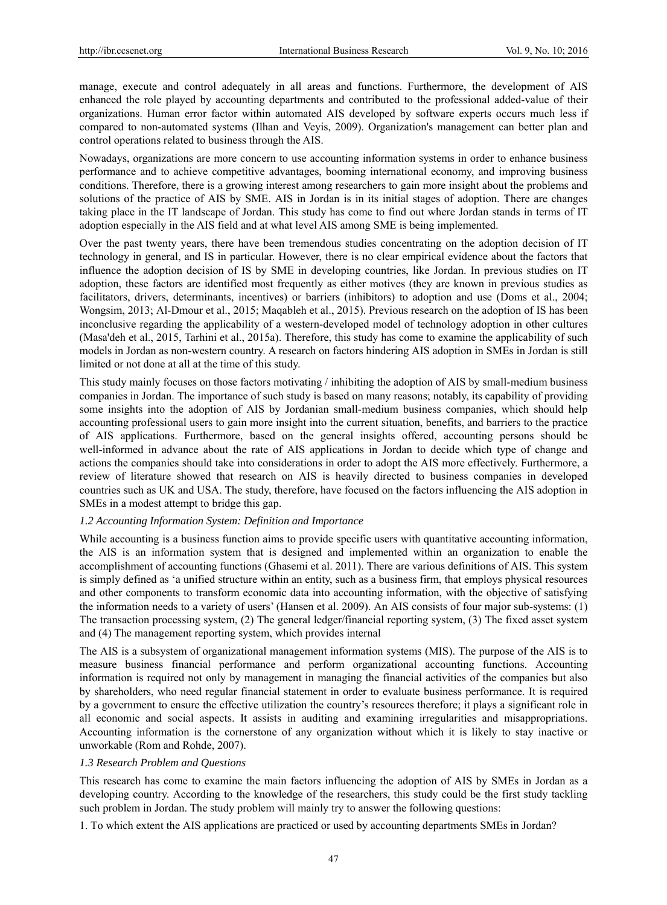manage, execute and control adequately in all areas and functions. Furthermore, the development of AIS enhanced the role played by accounting departments and contributed to the professional added-value of their organizations. Human error factor within automated AIS developed by software experts occurs much less if compared to non-automated systems (Ilhan and Veyis, 2009). Organization's management can better plan and control operations related to business through the AIS.

Nowadays, organizations are more concern to use accounting information systems in order to enhance business performance and to achieve competitive advantages, booming international economy, and improving business conditions. Therefore, there is a growing interest among researchers to gain more insight about the problems and solutions of the practice of AIS by SME. AIS in Jordan is in its initial stages of adoption. There are changes taking place in the IT landscape of Jordan. This study has come to find out where Jordan stands in terms of IT adoption especially in the AIS field and at what level AIS among SME is being implemented.

Over the past twenty years, there have been tremendous studies concentrating on the adoption decision of IT technology in general, and IS in particular. However, there is no clear empirical evidence about the factors that influence the adoption decision of IS by SME in developing countries, like Jordan. In previous studies on IT adoption, these factors are identified most frequently as either motives (they are known in previous studies as facilitators, drivers, determinants, incentives) or barriers (inhibitors) to adoption and use (Doms et al., 2004; Wongsim, 2013; Al-Dmour et al., 2015; Maqableh et al., 2015). Previous research on the adoption of IS has been inconclusive regarding the applicability of a western-developed model of technology adoption in other cultures (Masa'deh et al., 2015, Tarhini et al., 2015a). Therefore, this study has come to examine the applicability of such models in Jordan as non-western country. A research on factors hindering AIS adoption in SMEs in Jordan is still limited or not done at all at the time of this study.

This study mainly focuses on those factors motivating / inhibiting the adoption of AIS by small-medium business companies in Jordan. The importance of such study is based on many reasons; notably, its capability of providing some insights into the adoption of AIS by Jordanian small-medium business companies, which should help accounting professional users to gain more insight into the current situation, benefits, and barriers to the practice of AIS applications. Furthermore, based on the general insights offered, accounting persons should be well-informed in advance about the rate of AIS applications in Jordan to decide which type of change and actions the companies should take into considerations in order to adopt the AIS more effectively. Furthermore, a review of literature showed that research on AIS is heavily directed to business companies in developed countries such as UK and USA. The study, therefore, have focused on the factors influencing the AIS adoption in SMEs in a modest attempt to bridge this gap.

### *1.2 Accounting Information System: Definition and Importance*

While accounting is a business function aims to provide specific users with quantitative accounting information, the AIS is an information system that is designed and implemented within an organization to enable the accomplishment of accounting functions (Ghasemi et al. 2011). There are various definitions of AIS. This system is simply defined as 'a unified structure within an entity, such as a business firm, that employs physical resources and other components to transform economic data into accounting information, with the objective of satisfying the information needs to a variety of users' (Hansen et al. 2009). An AIS consists of four major sub-systems: (1) The transaction processing system, (2) The general ledger/financial reporting system, (3) The fixed asset system and (4) The management reporting system, which provides internal

The AIS is a subsystem of organizational management information systems (MIS). The purpose of the AIS is to measure business financial performance and perform organizational accounting functions. Accounting information is required not only by management in managing the financial activities of the companies but also by shareholders, who need regular financial statement in order to evaluate business performance. It is required by a government to ensure the effective utilization the country's resources therefore; it plays a significant role in all economic and social aspects. It assists in auditing and examining irregularities and misappropriations. Accounting information is the cornerstone of any organization without which it is likely to stay inactive or unworkable (Rom and Rohde, 2007).

### *1.3 Research Problem and Questions*

This research has come to examine the main factors influencing the adoption of AIS by SMEs in Jordan as a developing country. According to the knowledge of the researchers, this study could be the first study tackling such problem in Jordan. The study problem will mainly try to answer the following questions:

1. To which extent the AIS applications are practiced or used by accounting departments SMEs in Jordan?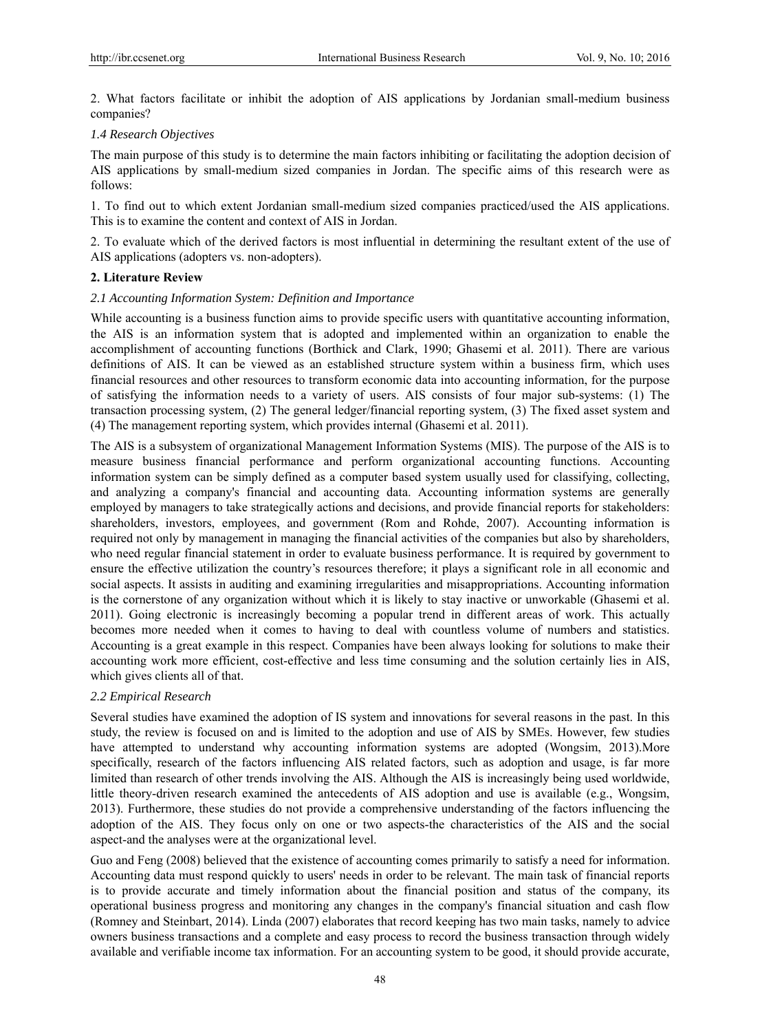2. What factors facilitate or inhibit the adoption of AIS applications by Jordanian small-medium business companies?

### *1.4 Research Objectives*

The main purpose of this study is to determine the main factors inhibiting or facilitating the adoption decision of AIS applications by small-medium sized companies in Jordan. The specific aims of this research were as follows:

1. To find out to which extent Jordanian small-medium sized companies practiced/used the AIS applications. This is to examine the content and context of AIS in Jordan.

2. To evaluate which of the derived factors is most influential in determining the resultant extent of the use of AIS applications (adopters vs. non-adopters).

## **2. Literature Review**

### *2.1 Accounting Information System: Definition and Importance*

While accounting is a business function aims to provide specific users with quantitative accounting information, the AIS is an information system that is adopted and implemented within an organization to enable the accomplishment of accounting functions (Borthick and Clark, 1990; Ghasemi et al. 2011). There are various definitions of AIS. It can be viewed as an established structure system within a business firm, which uses financial resources and other resources to transform economic data into accounting information, for the purpose of satisfying the information needs to a variety of users. AIS consists of four major sub-systems: (1) The transaction processing system, (2) The general ledger/financial reporting system, (3) The fixed asset system and (4) The management reporting system, which provides internal (Ghasemi et al. 2011).

The AIS is a subsystem of organizational Management Information Systems (MIS). The purpose of the AIS is to measure business financial performance and perform organizational accounting functions. Accounting information system can be simply defined as a computer based system usually used for classifying, collecting, and analyzing a company's financial and accounting data. Accounting information systems are generally employed by managers to take strategically actions and decisions, and provide financial reports for stakeholders: shareholders, investors, employees, and government (Rom and Rohde, 2007). Accounting information is required not only by management in managing the financial activities of the companies but also by shareholders, who need regular financial statement in order to evaluate business performance. It is required by government to ensure the effective utilization the country's resources therefore; it plays a significant role in all economic and social aspects. It assists in auditing and examining irregularities and misappropriations. Accounting information is the cornerstone of any organization without which it is likely to stay inactive or unworkable (Ghasemi et al. 2011). Going electronic is increasingly becoming a popular trend in different areas of work. This actually becomes more needed when it comes to having to deal with countless volume of numbers and statistics. Accounting is a great example in this respect. Companies have been always looking for solutions to make their accounting work more efficient, cost-effective and less time consuming and the solution certainly lies in AIS, which gives clients all of that.

### *2.2 Empirical Research*

Several studies have examined the adoption of IS system and innovations for several reasons in the past. In this study, the review is focused on and is limited to the adoption and use of AIS by SMEs. However, few studies have attempted to understand why accounting information systems are adopted (Wongsim, 2013).More specifically, research of the factors influencing AIS related factors, such as adoption and usage, is far more limited than research of other trends involving the AIS. Although the AIS is increasingly being used worldwide, little theory-driven research examined the antecedents of AIS adoption and use is available (e.g., Wongsim, 2013). Furthermore, these studies do not provide a comprehensive understanding of the factors influencing the adoption of the AIS. They focus only on one or two aspects-the characteristics of the AIS and the social aspect-and the analyses were at the organizational level.

Guo and Feng (2008) believed that the existence of accounting comes primarily to satisfy a need for information. Accounting data must respond quickly to users' needs in order to be relevant. The main task of financial reports is to provide accurate and timely information about the financial position and status of the company, its operational business progress and monitoring any changes in the company's financial situation and cash flow (Romney and Steinbart, 2014). Linda (2007) elaborates that record keeping has two main tasks, namely to advice owners business transactions and a complete and easy process to record the business transaction through widely available and verifiable income tax information. For an accounting system to be good, it should provide accurate,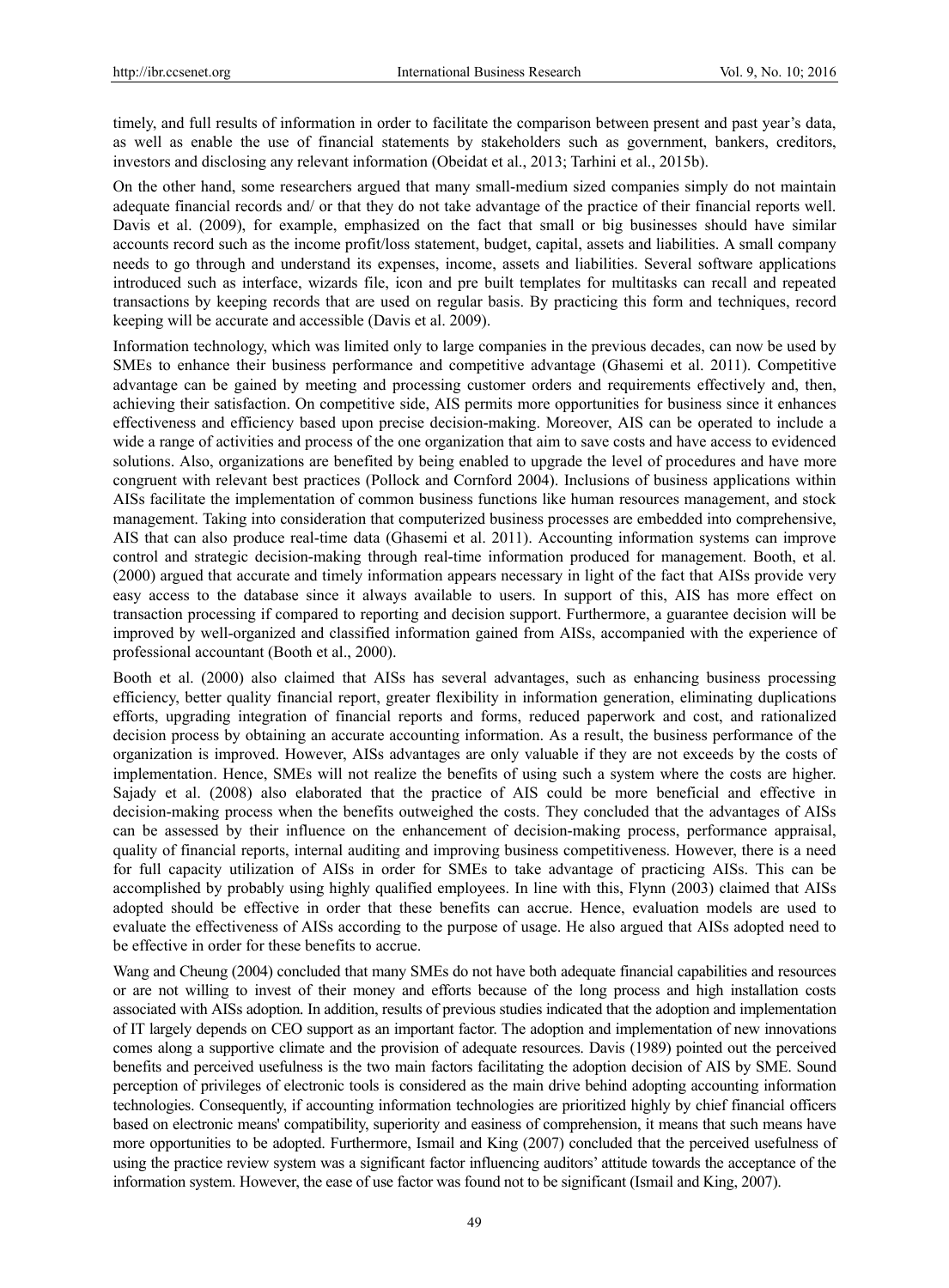timely, and full results of information in order to facilitate the comparison between present and past year's data, as well as enable the use of financial statements by stakeholders such as government, bankers, creditors, investors and disclosing any relevant information (Obeidat et al., 2013; Tarhini et al., 2015b).

On the other hand, some researchers argued that many small-medium sized companies simply do not maintain adequate financial records and/ or that they do not take advantage of the practice of their financial reports well. Davis et al. (2009), for example, emphasized on the fact that small or big businesses should have similar accounts record such as the income profit/loss statement, budget, capital, assets and liabilities. A small company needs to go through and understand its expenses, income, assets and liabilities. Several software applications introduced such as interface, wizards file, icon and pre built templates for multitasks can recall and repeated transactions by keeping records that are used on regular basis. By practicing this form and techniques, record keeping will be accurate and accessible (Davis et al. 2009).

Information technology, which was limited only to large companies in the previous decades, can now be used by SMEs to enhance their business performance and competitive advantage (Ghasemi et al. 2011). Competitive advantage can be gained by meeting and processing customer orders and requirements effectively and, then, achieving their satisfaction. On competitive side, AIS permits more opportunities for business since it enhances effectiveness and efficiency based upon precise decision-making. Moreover, AIS can be operated to include a wide a range of activities and process of the one organization that aim to save costs and have access to evidenced solutions. Also, organizations are benefited by being enabled to upgrade the level of procedures and have more congruent with relevant best practices (Pollock and Cornford 2004). Inclusions of business applications within AISs facilitate the implementation of common business functions like human resources management, and stock management. Taking into consideration that computerized business processes are embedded into comprehensive, AIS that can also produce real-time data (Ghasemi et al. 2011). Accounting information systems can improve control and strategic decision-making through real-time information produced for management. Booth, et al. (2000) argued that accurate and timely information appears necessary in light of the fact that AISs provide very easy access to the database since it always available to users. In support of this, AIS has more effect on transaction processing if compared to reporting and decision support. Furthermore, a guarantee decision will be improved by well-organized and classified information gained from AISs, accompanied with the experience of professional accountant (Booth et al., 2000).

Booth et al. (2000) also claimed that AISs has several advantages, such as enhancing business processing efficiency, better quality financial report, greater flexibility in information generation, eliminating duplications efforts, upgrading integration of financial reports and forms, reduced paperwork and cost, and rationalized decision process by obtaining an accurate accounting information. As a result, the business performance of the organization is improved. However, AISs advantages are only valuable if they are not exceeds by the costs of implementation. Hence, SMEs will not realize the benefits of using such a system where the costs are higher. Sajady et al. (2008) also elaborated that the practice of AIS could be more beneficial and effective in decision-making process when the benefits outweighed the costs. They concluded that the advantages of AISs can be assessed by their influence on the enhancement of decision-making process, performance appraisal, quality of financial reports, internal auditing and improving business competitiveness. However, there is a need for full capacity utilization of AISs in order for SMEs to take advantage of practicing AISs. This can be accomplished by probably using highly qualified employees. In line with this, Flynn (2003) claimed that AISs adopted should be effective in order that these benefits can accrue. Hence, evaluation models are used to evaluate the effectiveness of AISs according to the purpose of usage. He also argued that AISs adopted need to be effective in order for these benefits to accrue.

Wang and Cheung (2004) concluded that many SMEs do not have both adequate financial capabilities and resources or are not willing to invest of their money and efforts because of the long process and high installation costs associated with AISs adoption. In addition, results of previous studies indicated that the adoption and implementation of IT largely depends on CEO support as an important factor. The adoption and implementation of new innovations comes along a supportive climate and the provision of adequate resources. Davis (1989) pointed out the perceived benefits and perceived usefulness is the two main factors facilitating the adoption decision of AIS by SME. Sound perception of privileges of electronic tools is considered as the main drive behind adopting accounting information technologies. Consequently, if accounting information technologies are prioritized highly by chief financial officers based on electronic means' compatibility, superiority and easiness of comprehension, it means that such means have more opportunities to be adopted. Furthermore, Ismail and King (2007) concluded that the perceived usefulness of using the practice review system was a significant factor influencing auditors' attitude towards the acceptance of the information system. However, the ease of use factor was found not to be significant (Ismail and King, 2007).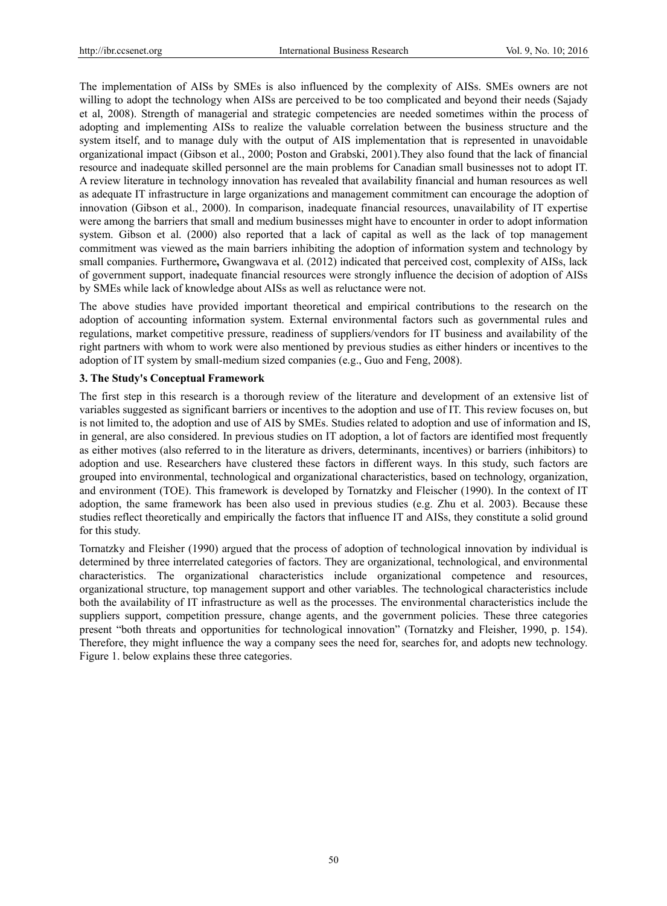The implementation of AISs by SMEs is also influenced by the complexity of AISs. SMEs owners are not willing to adopt the technology when AISs are perceived to be too complicated and beyond their needs (Sajady et al, 2008). Strength of managerial and strategic competencies are needed sometimes within the process of adopting and implementing AISs to realize the valuable correlation between the business structure and the system itself, and to manage duly with the output of AIS implementation that is represented in unavoidable organizational impact (Gibson et al., 2000; Poston and Grabski, 2001).They also found that the lack of financial resource and inadequate skilled personnel are the main problems for Canadian small businesses not to adopt IT. A review literature in technology innovation has revealed that availability financial and human resources as well as adequate IT infrastructure in large organizations and management commitment can encourage the adoption of innovation (Gibson et al., 2000). In comparison, inadequate financial resources, unavailability of IT expertise were among the barriers that small and medium businesses might have to encounter in order to adopt information system. Gibson et al. (2000) also reported that a lack of capital as well as the lack of top management commitment was viewed as the main barriers inhibiting the adoption of information system and technology by small companies. Furthermore**,** Gwangwava et al. (2012) indicated that perceived cost, complexity of AISs, lack of government support, inadequate financial resources were strongly influence the decision of adoption of AISs by SMEs while lack of knowledge about AISs as well as reluctance were not.

The above studies have provided important theoretical and empirical contributions to the research on the adoption of accounting information system. External environmental factors such as governmental rules and regulations, market competitive pressure, readiness of suppliers/vendors for IT business and availability of the right partners with whom to work were also mentioned by previous studies as either hinders or incentives to the adoption of IT system by small-medium sized companies (e.g., Guo and Feng, 2008).

## 3. The Study's Conceptual Framework

The first step in this research is a thorough review of the literature and development of an extensive list of variables suggested as significant barriers or incentives to the adoption and use of IT. This review focuses on, but is not limited to, the adoption and use of AIS by SMEs. Studies related to adoption and use of information and IS, in general, are also considered. In previous studies on IT adoption, a lot of factors are identified most frequently as either motives (also referred to in the literature as drivers, determinants, incentives) or barriers (inhibitors) to adoption and use. Researchers have clustered these factors in different ways. In this study, such factors are grouped into environmental, technological and organizational characteristics, based on technology, organization, and environment (TOE). This framework is developed by Tornatzky and Fleischer (1990). In the context of IT adoption, the same framework has been also used in previous studies (e.g. Zhu et al. 2003). Because these studies reflect theoretically and empirically the factors that influence IT and AISs, they constitute a solid ground for this study.

Tornatzky and Fleisher (1990) argued that the process of adoption of technological innovation by individual is determined by three interrelated categories of factors. They are organizational, technological, and environmental characteristics. The organizational characteristics include organizational competence and resources, organizational structure, top management support and other variables. The technological characteristics include both the availability of IT infrastructure as well as the processes. The environmental characteristics include the suppliers support, competition pressure, change agents, and the government policies. These three categories present "both threats and opportunities for technological innovation" (Tornatzky and Fleisher, 1990, p. 154). Therefore, they might influence the way a company sees the need for, searches for, and adopts new technology. Figure 1. below explains these three categories.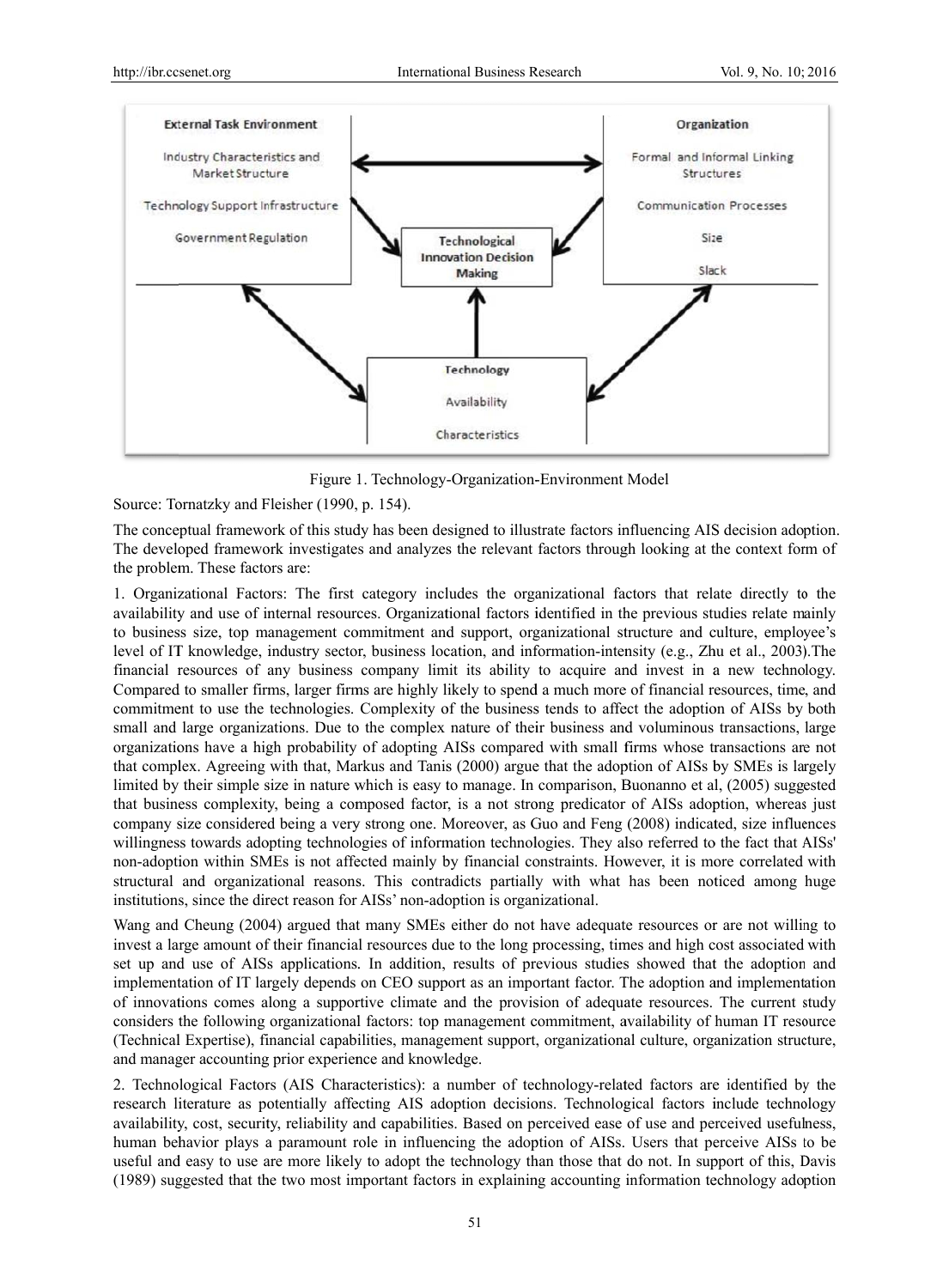Figure 1. Technology-Organization-Environment Model

Source: Tornatzky and Fleisher (1990, p. 154).

The conceptual framework of this study has been designed to illustrate factors influencing AIS decision adoption. The developed framework investigates and analyzes the relevant factors through looking at the context form of the problem. These factors are:

1. Organizational Factors: The first category includes the organizational factors that relate directly to the availability and use of internal resources. Organizational factors identified in the previous studies relate mainly to business size, top management commitment and support, organizational structure and culture, employee's level of IT knowledge, industry sector, business location, and information-intensity (e.g., Zhu et al., 2003).The financial resources of any business company limit its ability to acquire and invest in a new technology. Compared to smaller firms, larger firms are highly likely to spend a much more of financial resources, time, and commitment to use the technologies. Complexity of the business tends to affect the adoption of AISs by both small and large organizations. Due to the complex nature of their business and voluminous transactions, large organizations have a high probability of adopting AISs compared with small firms whose transactions are not that complex. Agreeing with that, Markus and Tanis (2000) argue that the adoption of AISs by SMEs is largely limited by their simple size in nature which is easy to manage. In comparison, Buonanno et al, (2005) suggested that business complexity, being a composed factor, is a not strong predicator of AISs adoption, whereas just company size considered being a very strong one. Moreover, as Guo and Feng (2008) indicated, size influences willingness towards adopting technologies of information technologies. They also referred to the fact that AISs' non-adoption within SMEs is not affected mainly by financial constraints. However, it is more correlated with structural and organizational reasons. This contradicts partially with what has been noticed among huge institutions, since the direct reason for AISs' non-adoption is organizational.

Wang and Cheung (2004) argued that many SMEs either do not have adequate resources or are not willing to invest a large amount of their financial resources due to the long processing, times and high cost associated with set up and use of AISs applications. In addition, results of previous studies showed that the adoption and implementation of IT largely depends on CEO support as an important factor. The adoption and implementation of innovations comes along a supportive climate and the provision of adequate resources. The current study considers the following organizational factors: top management commitment, availability of human IT resource (Technical Expertise), financial capabilities, management support, organizational culture, organization structure, and manager accounting prior experience and knowledge.

2. Technological Factors (AIS Characteristics): a number of technology-related factors are identified by the research literature as potentially affecting AIS adoption decisions. Technological factors include technology availability, cost, security, reliability and capabilities. Based on perceived ease of use and perceived usefulness, human behavior plays a paramount role in influencing the adoption of AISs. Users that perceive AISs to be useful and easy to use are more likely to adopt the technology than those that do not. In support of this, Davis (1989) suggested that the two most important factors in explaining accounting information technology adoption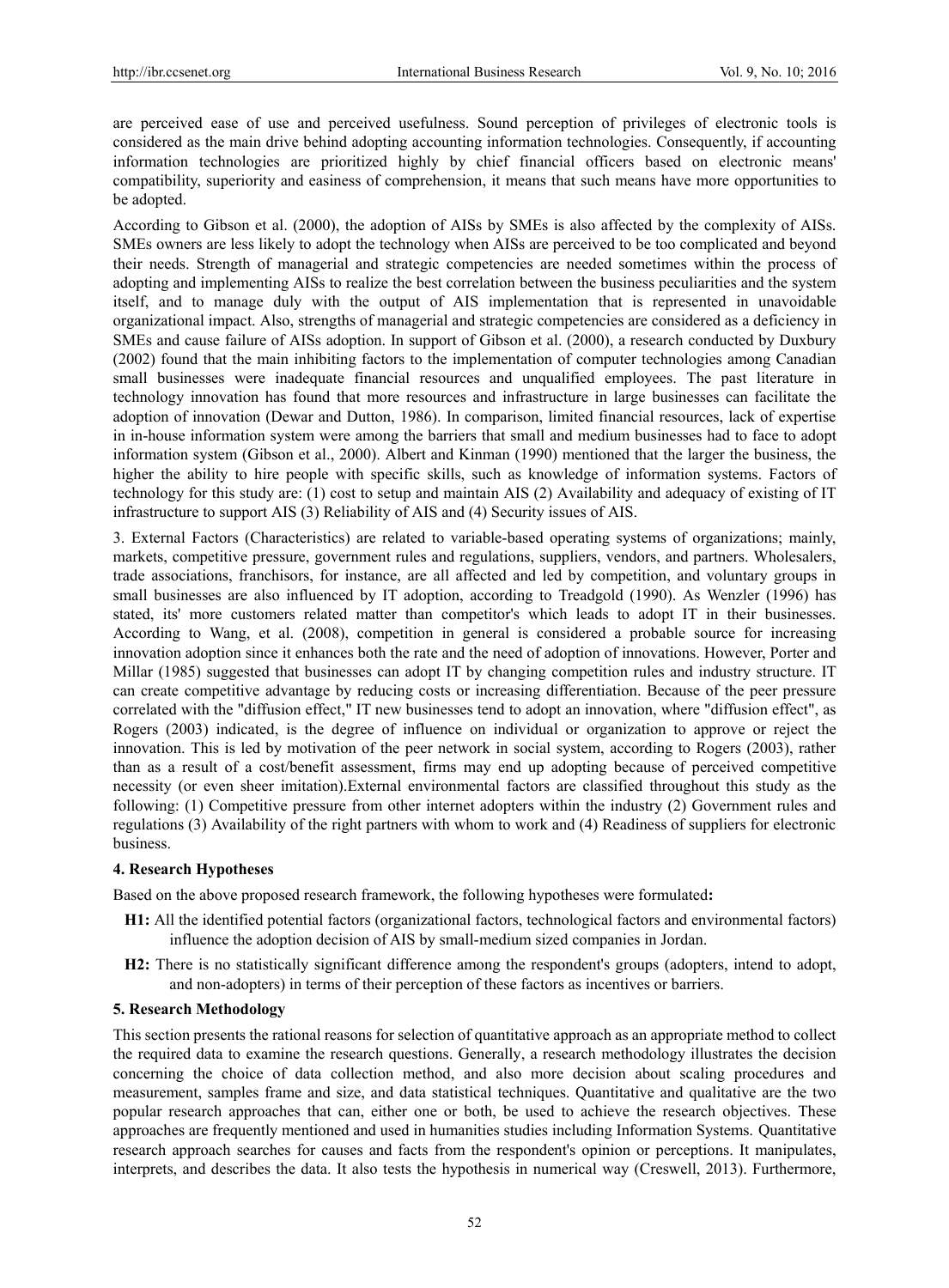are perceived ease of use and perceived usefulness. Sound perception of privileges of electronic tools is considered as the main drive behind adopting accounting information technologies. Consequently, if accounting information technologies are prioritized highly by chief financial officers based on electronic means' compatibility, superiority and easiness of comprehension, it means that such means have more opportunities to be adopted.

According to Gibson et al. (2000), the adoption of AISs by SMEs is also affected by the complexity of AISs. SMEs owners are less likely to adopt the technology when AISs are perceived to be too complicated and beyond their needs. Strength of managerial and strategic competencies are needed sometimes within the process of adopting and implementing AISs to realize the best correlation between the business peculiarities and the system itself, and to manage duly with the output of AIS implementation that is represented in unavoidable organizational impact. Also, strengths of managerial and strategic competencies are considered as a deficiency in SMEs and cause failure of AISs adoption. In support of Gibson et al. (2000), a research conducted by Duxbury (2002) found that the main inhibiting factors to the implementation of computer technologies among Canadian small businesses were inadequate financial resources and unqualified employees. The past literature in technology innovation has found that more resources and infrastructure in large businesses can facilitate the adoption of innovation (Dewar and Dutton, 1986). In comparison, limited financial resources, lack of expertise in in-house information system were among the barriers that small and medium businesses had to face to adopt information system (Gibson et al., 2000). Albert and Kinman (1990) mentioned that the larger the business, the higher the ability to hire people with specific skills, such as knowledge of information systems. Factors of technology for this study are: (1) cost to setup and maintain AIS (2) Availability and adequacy of existing of IT infrastructure to support AIS (3) Reliability of AIS and (4) Security issues of AIS.

3. External Factors (Characteristics) are related to variable-based operating systems of organizations; mainly, markets, competitive pressure, government rules and regulations, suppliers, vendors, and partners. Wholesalers, trade associations, franchisors, for instance, are all affected and led by competition, and voluntary groups in small businesses are also influenced by IT adoption, according to Treadgold (1990). As Wenzler (1996) has stated, its' more customers related matter than competitor's which leads to adopt IT in their businesses. According to Wang, et al. (2008), competition in general is considered a probable source for increasing innovation adoption since it enhances both the rate and the need of adoption of innovations. However, Porter and Millar (1985) suggested that businesses can adopt IT by changing competition rules and industry structure. IT can create competitive advantage by reducing costs or increasing differentiation. Because of the peer pressure correlated with the "diffusion effect," IT new businesses tend to adopt an innovation, where "diffusion effect", as Rogers (2003) indicated, is the degree of influence on individual or organization to approve or reject the innovation. This is led by motivation of the peer network in social system, according to Rogers (2003), rather than as a result of a cost/benefit assessment, firms may end up adopting because of perceived competitive necessity (or even sheer imitation).External environmental factors are classified throughout this study as the following: (1) Competitive pressure from other internet adopters within the industry (2) Government rules and regulations (3) Availability of the right partners with whom to work and (4) Readiness of suppliers for electronic business.

## 4. Research Hypotheses

Based on the above proposed research framework, the following hypotheses were formulated**:**

- **H1:** All the identified potential factors (organizational factors, technological factors and environmental factors) influence the adoption decision of AIS by small-medium sized companies in Jordan.
- **H2:** There is no statistically significant difference among the respondent's groups (adopters, intend to adopt, and non-adopters) in terms of their perception of these factors as incentives or barriers.

## 5. Research Methodology

This section presents the rational reasons for selection of quantitative approach as an appropriate method to collect the required data to examine the research questions. Generally, a research methodology illustrates the decision concerning the choice of data collection method, and also more decision about scaling procedures and measurement, samples frame and size, and data statistical techniques. Quantitative and qualitative are the two popular research approaches that can, either one or both, be used to achieve the research objectives. These approaches are frequently mentioned and used in humanities studies including Information Systems. Quantitative research approach searches for causes and facts from the respondent's opinion or perceptions. It manipulates, interprets, and describes the data. It also tests the hypothesis in numerical way (Creswell, 2013). Furthermore,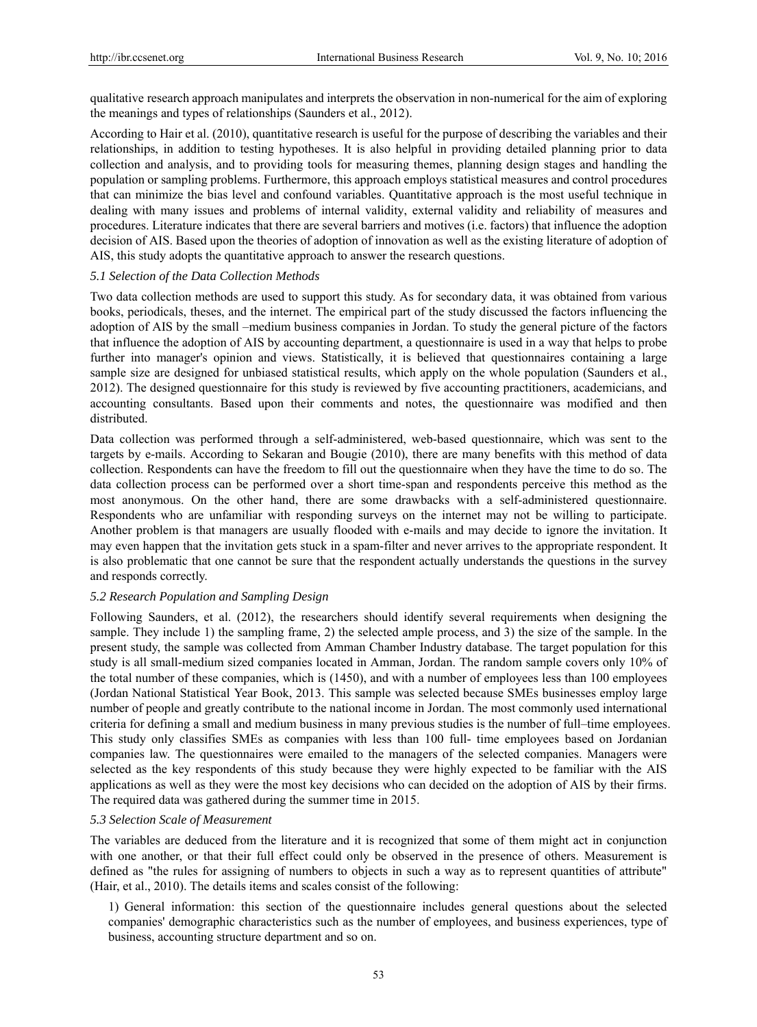qualitative research approach manipulates and interprets the observation in non-numerical for the aim of exploring the meanings and types of relationships (Saunders et al., 2012).

According to Hair et al. (2010), quantitative research is useful for the purpose of describing the variables and their relationships, in addition to testing hypotheses. It is also helpful in providing detailed planning prior to data collection and analysis, and to providing tools for measuring themes, planning design stages and handling the population or sampling problems. Furthermore, this approach employs statistical measures and control procedures that can minimize the bias level and confound variables. Quantitative approach is the most useful technique in dealing with many issues and problems of internal validity, external validity and reliability of measures and procedures. Literature indicates that there are several barriers and motives (i.e. factors) that influence the adoption decision of AIS. Based upon the theories of adoption of innovation as well as the existing literature of adoption of AIS, this study adopts the quantitative approach to answer the research questions.

### *5.1 Selection of the Data Collection Methods*

Two data collection methods are used to support this study. As for secondary data, it was obtained from various books, periodicals, theses, and the internet. The empirical part of the study discussed the factors influencing the adoption of AIS by the small –medium business companies in Jordan. To study the general picture of the factors that influence the adoption of AIS by accounting department, a questionnaire is used in a way that helps to probe further into manager's opinion and views. Statistically, it is believed that questionnaires containing a large sample size are designed for unbiased statistical results, which apply on the whole population (Saunders et al., 2012). The designed questionnaire for this study is reviewed by five accounting practitioners, academicians, and accounting consultants. Based upon their comments and notes, the questionnaire was modified and then distributed.

Data collection was performed through a self-administered, web-based questionnaire, which was sent to the targets by e-mails. According to Sekaran and Bougie (2010), there are many benefits with this method of data collection. Respondents can have the freedom to fill out the questionnaire when they have the time to do so. The data collection process can be performed over a short time-span and respondents perceive this method as the most anonymous. On the other hand, there are some drawbacks with a self-administered questionnaire. Respondents who are unfamiliar with responding surveys on the internet may not be willing to participate. Another problem is that managers are usually flooded with e-mails and may decide to ignore the invitation. It may even happen that the invitation gets stuck in a spam-filter and never arrives to the appropriate respondent. It is also problematic that one cannot be sure that the respondent actually understands the questions in the survey and responds correctly.

### *5.2 Research Population and Sampling Design*

Following Saunders, et al. (2012), the researchers should identify several requirements when designing the sample. They include 1) the sampling frame, 2) the selected ample process, and 3) the size of the sample. In the present study, the sample was collected from Amman Chamber Industry database. The target population for this study is all small-medium sized companies located in Amman, Jordan. The random sample covers only 10% of the total number of these companies, which is (1450), and with a number of employees less than 100 employees (Jordan National Statistical Year Book, 2013. This sample was selected because SMEs businesses employ large number of people and greatly contribute to the national income in Jordan. The most commonly used international criteria for defining a small and medium business in many previous studies is the number of full–time employees. This study only classifies SMEs as companies with less than 100 full- time employees based on Jordanian companies law. The questionnaires were emailed to the managers of the selected companies. Managers were selected as the key respondents of this study because they were highly expected to be familiar with the AIS applications as well as they were the most key decisions who can decided on the adoption of AIS by their firms. The required data was gathered during the summer time in 2015.

### *5.3 Selection Scale of Measurement*

The variables are deduced from the literature and it is recognized that some of them might act in conjunction with one another, or that their full effect could only be observed in the presence of others. Measurement is defined as "the rules for assigning of numbers to objects in such a way as to represent quantities of attribute" (Hair, et al., 2010). The details items and scales consist of the following:

1) General information: this section of the questionnaire includes general questions about the selected companies' demographic characteristics such as the number of employees, and business experiences, type of business, accounting structure department and so on.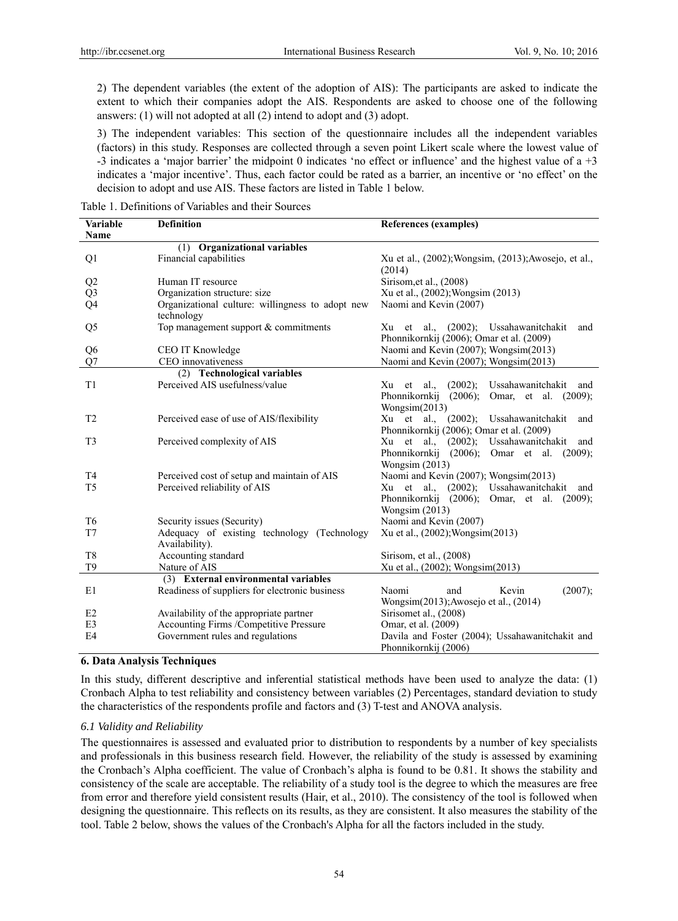2) The dependent variables (the extent of the adoption of AIS): The participants are asked to indicate the extent to which their companies adopt the AIS. Respondents are asked to choose one of the following answers: (1) will not adopted at all (2) intend to adopt and (3) adopt.

3) The independent variables: This section of the questionnaire includes all the independent variables (factors) in this study. Responses are collected through a seven point Likert scale where the lowest value of -3 indicates a 'major barrier' the midpoint 0 indicates 'no effect or influence' and the highest value of a +3 indicates a 'major incentive'. Thus, each factor could be rated as a barrier, an incentive or 'no effect' on the decision to adopt and use AIS. These factors are listed in Table 1 below.

Table 1. Definitions of Variables and their Sources

| Variable Name | Definition | References (examples) |
|---|---|---|
| | **(1) Organizational variables** | |
| Q1 | Financial capabilities | Xu et al., (2002);Wongsim, (2013);Awosejo, et al., (2014) |
| Q2 | Human IT resource | Sirisom,et al., (2008) |
| Q3 | Organization structure: size | Xu et al., (2002);Wongsim (2013) |
| Q4 | Organizational culture: willingness to adopt new technology | Naomi and Kevin (2007) |
| Q5 | Top management support & commitments | Xu et al., (2002); Ussahawanitchakit and Phonnikornkij (2006); Omar et al. (2009) |
| Q6 | CEO IT Knowledge | Naomi and Kevin (2007); Wongsim(2013) |
| Q7 | CEO innovativeness | Naomi and Kevin (2007); Wongsim(2013) |
| | **(2) Technological variables** | |
| T1 | Perceived AIS usefulness/value | Xu et al., (2002); Ussahawanitchakit and Phonnikornkij (2006); Omar, et al. (2009); Wongsim(2013) |
| T2 | Perceived ease of use of AIS/flexibility | Xu et al., (2002); Ussahawanitchakit and Phonnikornkij (2006); Omar et al. (2009) |
| T3 | Perceived complexity of AIS | Xu et al., (2002); Ussahawanitchakit and Phonnikornkij (2006); Omar et al. (2009); Wongsim (2013) |
| T4 | Perceived cost of setup and maintain of AIS | Naomi and Kevin (2007); Wongsim(2013) |
| T5 | Perceived reliability of AIS | Xu et al., (2002); Ussahawanitchakit and Phonnikornkij (2006); Omar, et al. (2009); Wongsim (2013) |
| T6 | Security issues (Security) | Naomi and Kevin (2007) |
| T7 | Adequacy of existing technology (Technology Availability). | Xu et al., (2002);Wongsim(2013) |
| T8 | Accounting standard | Sirisom, et al., (2008) |
| T9 | Nature of AIS | Xu et al., (2002); Wongsim(2013) |
| | **(3) External environmental variables** | |
| E1 | Readiness of suppliers for electronic business | Naomi and Kevin (2007); Wongsim(2013);Awosejo et al., (2014) |
| E2 | Availability of the appropriate partner | Sirisomet al., (2008) |
| E3 | Accounting Firms /Competitive Pressure | Omar, et al. (2009) |
| E4 | Government rules and regulations | Davila and Foster (2004); Ussahawanitchakit and Phonnikornkij (2006) |

## 6. Data Analysis Techniques

In this study, different descriptive and inferential statistical methods have been used to analyze the data: (1) Cronbach Alpha to test reliability and consistency between variables (2) Percentages, standard deviation to study the characteristics of the respondents profile and factors and (3) T-test and ANOVA analysis.

### *6.1 Validity and Reliability*

The questionnaires is assessed and evaluated prior to distribution to respondents by a number of key specialists and professionals in this business research field. However, the reliability of the study is assessed by examining the Cronbach's Alpha coefficient. The value of Cronbach's alpha is found to be 0.81. It shows the stability and consistency of the scale are acceptable. The reliability of a study tool is the degree to which the measures are free from error and therefore yield consistent results (Hair, et al., 2010). The consistency of the tool is followed when designing the questionnaire. This reflects on its results, as they are consistent. It also measures the stability of the tool. Table 2 below, shows the values of the Cronbach's Alpha for all the factors included in the study.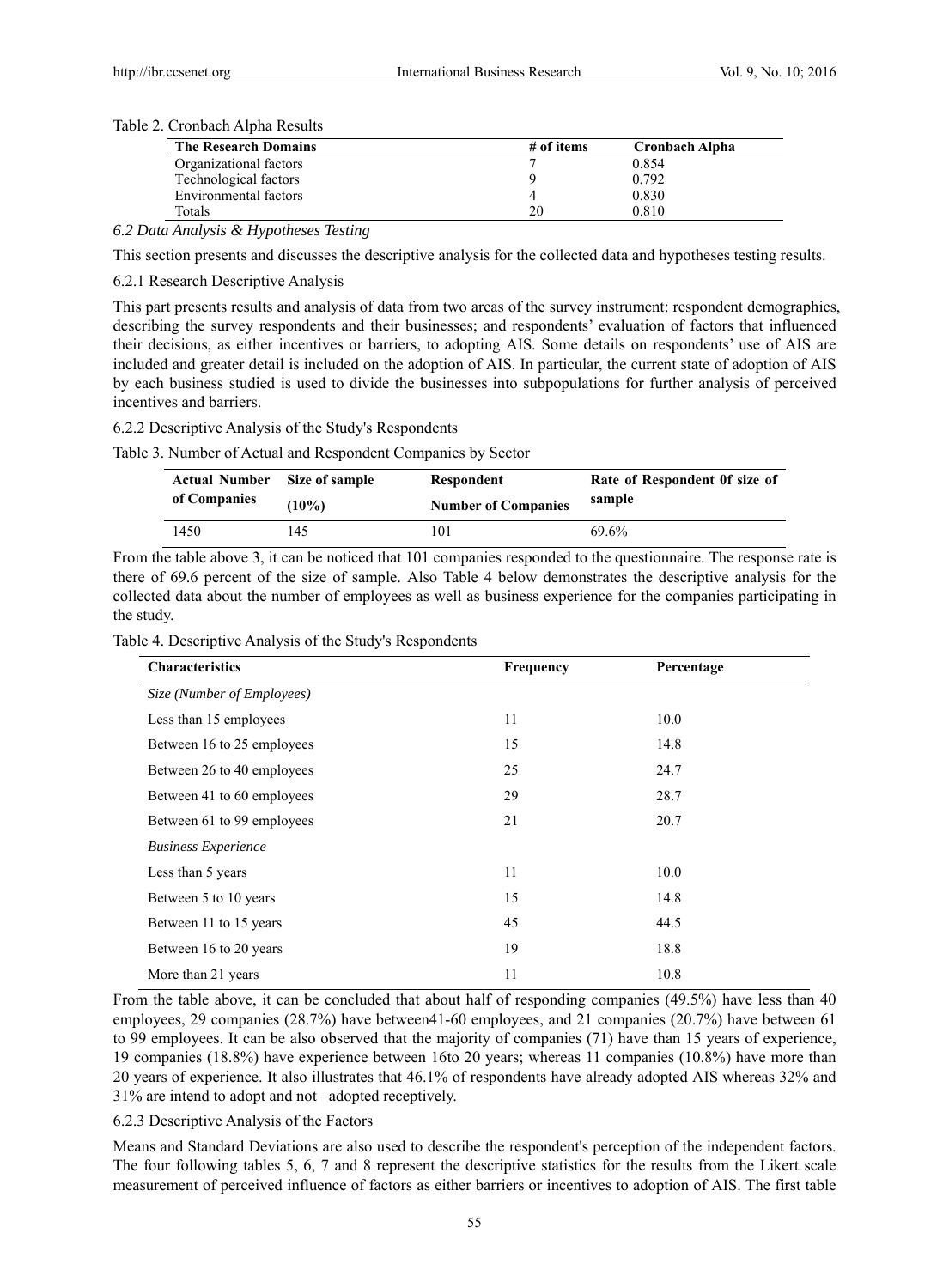Table 2. Cronbach Alpha Results

| The Research Domains | # of items | Cronbach Alpha |
|---|---|---|
| Organizational factors | 7 | 0.854 |
| Technological factors | 9 | 0.792 |
| Environmental factors | 4 | 0.830 |
| Totals | 20 | 0.810 |

### *6.2 Data Analysis & Hypotheses Testing*

This section presents and discusses the descriptive analysis for the collected data and hypotheses testing results.

#### 6.2.1 Research Descriptive Analysis

This part presents results and analysis of data from two areas of the survey instrument: respondent demographics, describing the survey respondents and their businesses; and respondents' evaluation of factors that influenced their decisions, as either incentives or barriers, to adopting AIS. Some details on respondents' use of AIS are included and greater detail is included on the adoption of AIS. In particular, the current state of adoption of AIS by each business studied is used to divide the businesses into subpopulations for further analysis of perceived incentives and barriers.

#### 6.2.2 Descriptive Analysis of the Study's Respondents

Table 3. Number of Actual and Respondent Companies by Sector

| Actual Number of Companies | Size of sample (10%) | Respondent Number of Companies | Rate of Respondent 0f size of sample |
|---|---|---|---|
| 1450 | 145 | 101 | 69.6% |

From the table above 3, it can be noticed that 101 companies responded to the questionnaire. The response rate is there of 69.6 percent of the size of sample. Also Table 4 below demonstrates the descriptive analysis for the collected data about the number of employees as well as business experience for the companies participating in the study.

Table 4. Descriptive Analysis of the Study's Respondents

| Characteristics | Frequency | Percentage |
|---|---|---|
| *Size (Number of Employees)* | | |
| Less than 15 employees | 11 | 10.0 |
| Between 16 to 25 employees | 15 | 14.8 |
| Between 26 to 40 employees | 25 | 24.7 |
| Between 41 to 60 employees | 29 | 28.7 |
| Between 61 to 99 employees | 21 | 20.7 |
| *Business Experience* | | |
| Less than 5 years | 11 | 10.0 |
| Between 5 to 10 years | 15 | 14.8 |
| Between 11 to 15 years | 45 | 44.5 |
| Between 16 to 20 years | 19 | 18.8 |
| More than 21 years | 11 | 10.8 |

From the table above, it can be concluded that about half of responding companies (49.5%) have less than 40 employees, 29 companies (28.7%) have between41-60 employees, and 21 companies (20.7%) have between 61 to 99 employees. It can be also observed that the majority of companies (71) have than 15 years of experience, 19 companies (18.8%) have experience between 16to 20 years; whereas 11 companies (10.8%) have more than 20 years of experience. It also illustrates that 46.1% of respondents have already adopted AIS whereas 32% and 31% are intend to adopt and not –adopted receptively.

#### 6.2.3 Descriptive Analysis of the Factors

Means and Standard Deviations are also used to describe the respondent's perception of the independent factors. The four following tables 5, 6, 7 and 8 represent the descriptive statistics for the results from the Likert scale measurement of perceived influence of factors as either barriers or incentives to adoption of AIS. The first table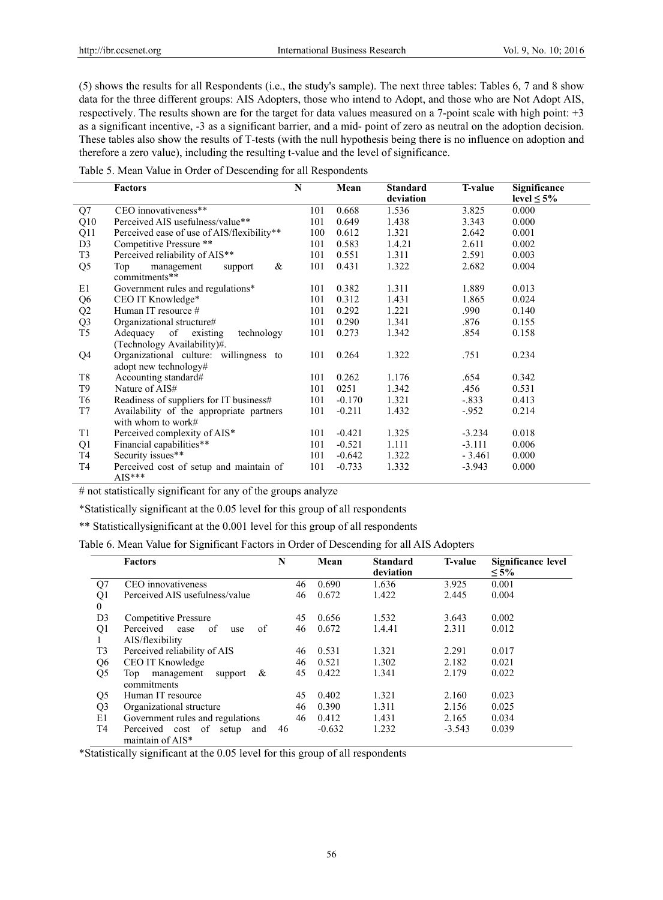(5) shows the results for all Respondents (i.e., the study's sample). The next three tables: Tables 6, 7 and 8 show data for the three different groups: AIS Adopters, those who intend to Adopt, and those who are Not Adopt AIS, respectively. The results shown are for the target for data values measured on a 7-point scale with high point: +3 as a significant incentive, -3 as a significant barrier, and a mid- point of zero as neutral on the adoption decision. These tables also show the results of T-tests (with the null hypothesis being there is no influence on adoption and therefore a zero value), including the resulting t-value and the level of significance.

Table 5. Mean Value in Order of Descending for all Respondents

| | Factors | N | Mean | Standard deviation | T-value | Significance level ≤ 5% |
|---|---|---|---|---|---|---|
| Q7 | CEO innovativeness** | 101 | 0.668 | 1.536 | 3.825 | 0.000 |
| Q10 | Perceived AIS usefulness/value** | 101 | 0.649 | 1.438 | 3.343 | 0.000 |
| Q11 | Perceived ease of use of AIS/flexibility** | 100 | 0.612 | 1.321 | 2.642 | 0.001 |
| D3 | Competitive Pressure ** | 101 | 0.583 | 1.4.21 | 2.611 | 0.002 |
| T3 | Perceived reliability of AIS** | 101 | 0.551 | 1.311 | 2.591 | 0.003 |
| Q5 | Top management support & commitments** | 101 | 0.431 | 1.322 | 2.682 | 0.004 |
| E1 | Government rules and regulations* | 101 | 0.382 | 1.311 | 1.889 | 0.013 |
| Q6 | CEO IT Knowledge* | 101 | 0.312 | 1.431 | 1.865 | 0.024 |
| Q2 | Human IT resource # | 101 | 0.292 | 1.221 | .990 | 0.140 |
| Q3 | Organizational structure# | 101 | 0.290 | 1.341 | .876 | 0.155 |
| T5 | Adequacy of existing technology (Technology Availability)#. | 101 | 0.273 | 1.342 | .854 | 0.158 |
| Q4 | Organizational culture: willingness to adopt new technology# | 101 | 0.264 | 1.322 | .751 | 0.234 |
| T8 | Accounting standard# | 101 | 0.262 | 1.176 | .654 | 0.342 |
| T9 | Nature of AIS# | 101 | 0251 | 1.342 | .456 | 0.531 |
| T6 | Readiness of suppliers for IT business# | 101 | -0.170 | 1.321 | -.833 | 0.413 |
| T7 | Availability of the appropriate partners with whom to work# | 101 | -0.211 | 1.432 | -.952 | 0.214 |
| T1 | Perceived complexity of AIS* | 101 | -0.421 | 1.325 | -3.234 | 0.018 |
| Q1 | Financial capabilities** | 101 | -0.521 | 1.111 | -3.111 | 0.006 |
| T4 | Security issues** | 101 | -0.642 | 1.322 | - 3.461 | 0.000 |
| T4 | Perceived cost of setup and maintain of AIS*** | 101 | -0.733 | 1.332 | -3.943 | 0.000 |

# not statistically significant for any of the groups analyze

*Statistically significant at the 0.05 level for this group of all respondents

** Statisticallysignificant at the 0.001 level for this group of all respondents

Table 6. Mean Value for Significant Factors in Order of Descending for all AIS Adopters

| | Factors | N | Mean | Standard deviation | T-value | Significance level ≤ 5% |
|---|---|---|---|---|---|---|
| Q7 | CEO innovativeness | 46 | 0.690 | 1.636 | 3.925 | 0.001 |
| Q10 | Perceived AIS usefulness/value | 46 | 0.672 | 1.422 | 2.445 | 0.004 |
| D3 | Competitive Pressure | 45 | 0.656 | 1.532 | 3.643 | 0.002 |
| Q11 | Perceived ease of use of AIS/flexibility | 46 | 0.672 | 1.4.41 | 2.311 | 0.012 |
| T3 | Perceived reliability of AIS | 46 | 0.531 | 1.321 | 2.291 | 0.017 |
| Q6 | CEO IT Knowledge | 46 | 0.521 | 1.302 | 2.182 | 0.021 |
| Q5 | Top management support & commitments | 45 | 0.422 | 1.341 | 2.179 | 0.022 |
| Q5 | Human IT resource | 45 | 0.402 | 1.321 | 2.160 | 0.023 |
| Q3 | Organizational structure | 46 | 0.390 | 1.311 | 2.156 | 0.025 |
| E1 | Government rules and regulations | 46 | 0.412 | 1.431 | 2.165 | 0.034 |
| T4 | Perceived cost of setup and maintain of AIS* | 46 | -0.632 | 1.232 | -3.543 | 0.039 |

*Statistically significant at the 0.05 level for this group of all respondents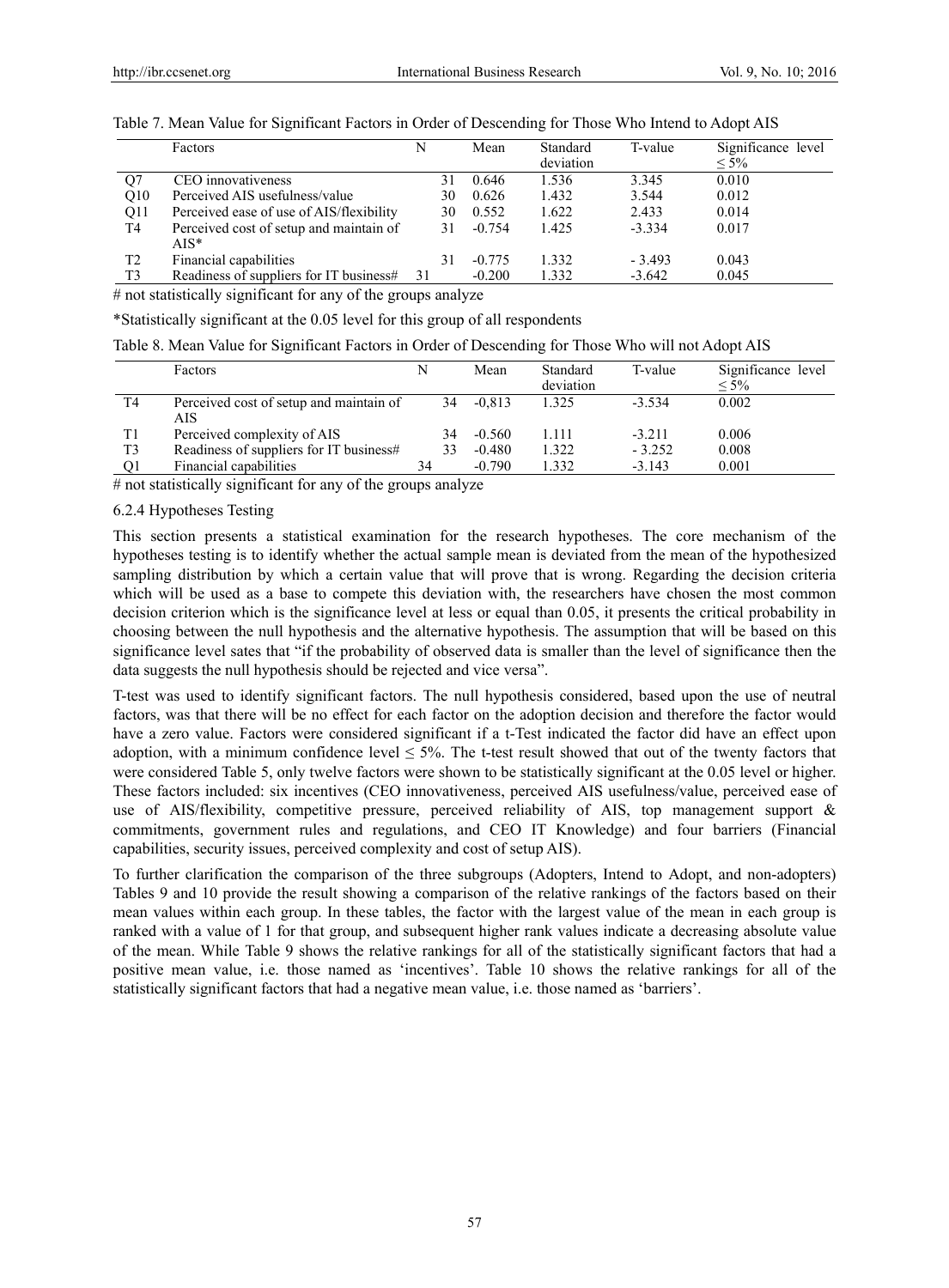Table 7. Mean Value for Significant Factors in Order of Descending for Those Who Intend to Adopt AIS

| | Factors | N | Mean | Standard deviation | T-value | Significance level ≤ 5% |
|---|---|---|---|---|---|---|
| Q7 | CEO innovativeness | 31 | 0.646 | 1.536 | 3.345 | 0.010 |
| Q10 | Perceived AIS usefulness/value | 30 | 0.626 | 1.432 | 3.544 | 0.012 |
| Q11 | Perceived ease of use of AIS/flexibility | 30 | 0.552 | 1.622 | 2.433 | 0.014 |
| T4 | Perceived cost of setup and maintain of AIS* | 31 | -0.754 | 1.425 | -3.334 | 0.017 |
| T2 | Financial capabilities | 31 | -0.775 | 1.332 | - 3.493 | 0.043 |
| T3 | Readiness of suppliers for IT business# | 31 | -0.200 | 1.332 | -3.642 | 0.045 |

# not statistically significant for any of the groups analyze

*Statistically significant at the 0.05 level for this group of all respondents

Table 8. Mean Value for Significant Factors in Order of Descending for Those Who will not Adopt AIS

| | Factors | N | Mean | Standard deviation | T-value | Significance level ≤ 5% |
|---|---|---|---|---|---|---|
| T4 | Perceived cost of setup and maintain of AIS | 34 | -0,813 | 1.325 | -3.534 | 0.002 |
| T1 | Perceived complexity of AIS | 34 | -0.560 | 1.111 | -3.211 | 0.006 |
| T3 | Readiness of suppliers for IT business# | 33 | -0.480 | 1.322 | - 3.252 | 0.008 |
| Q1 | Financial capabilities | 34 | -0.790 | 1.332 | -3.143 | 0.001 |

# not statistically significant for any of the groups analyze

### 6.2.4 Hypotheses Testing

This section presents a statistical examination for the research hypotheses. The core mechanism of the hypotheses testing is to identify whether the actual sample mean is deviated from the mean of the hypothesized sampling distribution by which a certain value that will prove that is wrong. Regarding the decision criteria which will be used as a base to compete this deviation with, the researchers have chosen the most common decision criterion which is the significance level at less or equal than 0.05, it presents the critical probability in choosing between the null hypothesis and the alternative hypothesis. The assumption that will be based on this significance level sates that "if the probability of observed data is smaller than the level of significance then the data suggests the null hypothesis should be rejected and vice versa".

T-test was used to identify significant factors. The null hypothesis considered, based upon the use of neutral factors, was that there will be no effect for each factor on the adoption decision and therefore the factor would have a zero value. Factors were considered significant if a t-Test indicated the factor did have an effect upon adoption, with a minimum confidence level ≤ 5%. The t-test result showed that out of the twenty factors that were considered Table 5, only twelve factors were shown to be statistically significant at the 0.05 level or higher. These factors included: six incentives (CEO innovativeness, perceived AIS usefulness/value, perceived ease of use of AIS/flexibility, competitive pressure, perceived reliability of AIS, top management support & commitments, government rules and regulations, and CEO IT Knowledge) and four barriers (Financial capabilities, security issues, perceived complexity and cost of setup AIS).

To further clarification the comparison of the three subgroups (Adopters, Intend to Adopt, and non-adopters) Tables 9 and 10 provide the result showing a comparison of the relative rankings of the factors based on their mean values within each group. In these tables, the factor with the largest value of the mean in each group is ranked with a value of 1 for that group, and subsequent higher rank values indicate a decreasing absolute value of the mean. While Table 9 shows the relative rankings for all of the statistically significant factors that had a positive mean value, i.e. those named as 'incentives'. Table 10 shows the relative rankings for all of the statistically significant factors that had a negative mean value, i.e. those named as 'barriers'.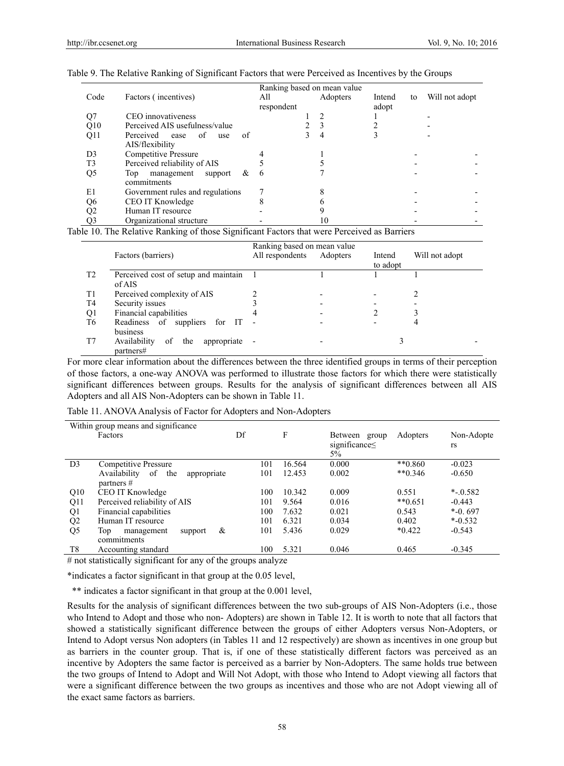Table 9. The Relative Ranking of Significant Factors that were Perceived as Incentives by the Groups

| Code | Factors ( incentives) | Ranking based on mean value | | | |
|---|---|---|---|---|---|
| | | All respondent | Adopters | Intend to adopt | Will not adopt |
| Q7 | CEO innovativeness | 1 | 2 | 1 | - |
| Q10 | Perceived AIS usefulness/value | 2 | 3 | 2 | - |
| Q11 | Perceived ease of use of AIS/flexibility | 3 | 4 | 3 | - |
| D3 | Competitive Pressure | 4 | 1 | - | - |
| T3 | Perceived reliability of AIS | 5 | 5 | - | - |
| Q5 | Top management support & commitments | 6 | 7 | - | - |
| E1 | Government rules and regulations | 7 | 8 | - | - |
| Q6 | CEO IT Knowledge | 8 | 6 | - | - |
| Q2 | Human IT resource | - | 9 | - | - |
| Q3 | Organizational structure | - | 10 | - | - |

Table 10. The Relative Ranking of those Significant Factors that were Perceived as Barriers

| | Factors (barriers) | Ranking based on mean value | | | |
|---|---|---|---|---|---|
| | | All respondents | Adopters | Intend to adopt | Will not adopt |
| T2 | Perceived cost of setup and maintain of AIS | 1 | 1 | 1 | 1 |
| T1 | Perceived complexity of AIS | 2 | - | - | 2 |
| T4 | Security issues | 3 | - | - | - |
| Q1 | Financial capabilities | 4 | - | 2 | 3 |
| T6 | Readiness of suppliers for IT business | - | - | - | 4 |
| T7 | Availability of the appropriate partners# | - | - | 3 | - |

For more clear information about the differences between the three identified groups in terms of their perception of those factors, a one-way ANOVA was performed to illustrate those factors for which there were statistically significant differences between groups. Results for the analysis of significant differences between all AIS Adopters and all AIS Non-Adopters can be shown in Table 11.

Table 11. ANOVA Analysis of Factor for Adopters and Non-Adopters

| | Within group means and significance Factors | Df | F | Between group significance≤ 5% | Adopters | Non-Adopters |
|---|---|---|---|---|---|---|
| D3 | Competitive Pressure | 101 | 16.564 | 0.000 | **0.860 | -0.023 |
| | Availability of the appropriate partners # | 101 | 12.453 | 0.002 | **0.346 | -0.650 |
| Q10 | CEO IT Knowledge | 100 | 10.342 | 0.009 | 0.551 | *-.0.582 |
| Q11 | Perceived reliability of AIS | 101 | 9.564 | 0.016 | **0.651 | -0.443 |
| Q1 | Financial capabilities | 100 | 7.632 | 0.021 | 0.543 | *-0. 697 |
| Q2 | Human IT resource | 101 | 6.321 | 0.034 | 0.402 | *-0.532 |
| Q5 | Top management support & commitments | 101 | 5.436 | 0.029 | *0.422 | -0.543 |
| T8 | Accounting standard | 100 | 5.321 | 0.046 | 0.465 | -0.345 |

# not statistically significant for any of the groups analyze

*indicates a factor significant in that group at the 0.05 level,

** indicates a factor significant in that group at the 0.001 level,

Results for the analysis of significant differences between the two sub-groups of AIS Non-Adopters (i.e., those who Intend to Adopt and those who non- Adopters) are shown in Table 12. It is worth to note that all factors that showed a statistically significant difference between the groups of either Adopters versus Non-Adopters, or Intend to Adopt versus Non adopters (in Tables 11 and 12 respectively) are shown as incentives in one group but as barriers in the counter group. That is, if one of these statistically different factors was perceived as an incentive by Adopters the same factor is perceived as a barrier by Non-Adopters. The same holds true between the two groups of Intend to Adopt and Will Not Adopt, with those who Intend to Adopt viewing all factors that were a significant difference between the two groups as incentives and those who are not Adopt viewing all of the exact same factors as barriers.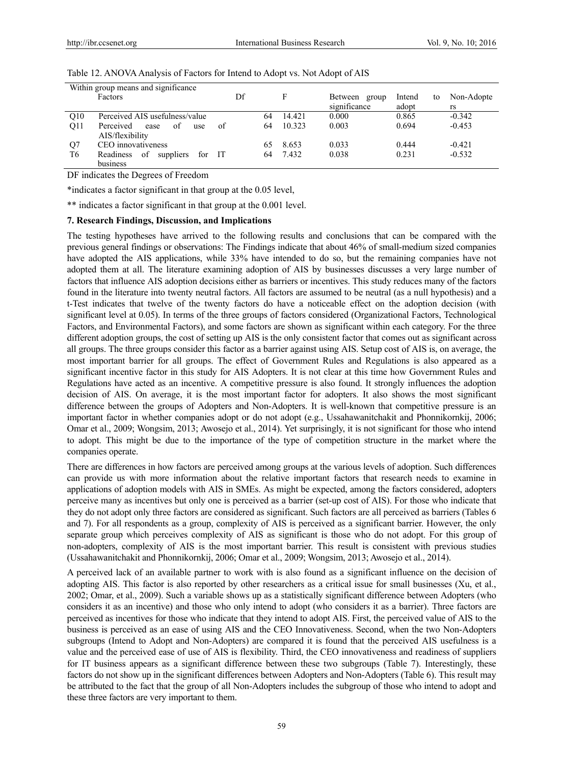Table 12. ANOVA Analysis of Factors for Intend to Adopt vs. Not Adopt of AIS

| Within group means and significance | | | | | | |
|---|---|---|---|---|---|---|
| | Factors | Df | F | Between group significance | Intend to adopt | Non-Adopters |
| Q10 | Perceived AIS usefulness/value | 64 | 14.421 | 0.000 | 0.865 | -0.342 |
| Q11 | Perceived ease of use of AIS/flexibility | 64 | 10.323 | 0.003 | 0.694 | -0.453 |
| Q7 | CEO innovativeness | 65 | 8.653 | 0.033 | 0.444 | -0.421 |
| T6 | Readiness of suppliers for IT business | 64 | 7.432 | 0.038 | 0.231 | -0.532 |

DF indicates the Degrees of Freedom

*indicates a factor significant in that group at the 0.05 level,

** indicates a factor significant in that group at the 0.001 level.

## 7. Research Findings, Discussion, and Implications

The testing hypotheses have arrived to the following results and conclusions that can be compared with the previous general findings or observations: The Findings indicate that about 46% of small-medium sized companies have adopted the AIS applications, while 33% have intended to do so, but the remaining companies have not adopted them at all. The literature examining adoption of AIS by businesses discusses a very large number of factors that influence AIS adoption decisions either as barriers or incentives. This study reduces many of the factors found in the literature into twenty neutral factors. All factors are assumed to be neutral (as a null hypothesis) and a t-Test indicates that twelve of the twenty factors do have a noticeable effect on the adoption decision (with significant level at 0.05). In terms of the three groups of factors considered (Organizational Factors, Technological Factors, and Environmental Factors), and some factors are shown as significant within each category. For the three different adoption groups, the cost of setting up AIS is the only consistent factor that comes out as significant across all groups. The three groups consider this factor as a barrier against using AIS. Setup cost of AIS is, on average, the most important barrier for all groups. The effect of Government Rules and Regulations is also appeared as a significant incentive factor in this study for AIS Adopters. It is not clear at this time how Government Rules and Regulations have acted as an incentive. A competitive pressure is also found. It strongly influences the adoption decision of AIS. On average, it is the most important factor for adopters. It also shows the most significant difference between the groups of Adopters and Non-Adopters. It is well-known that competitive pressure is an important factor in whether companies adopt or do not adopt (e.g., Ussahawanitchakit and Phonnikornkij, 2006; Omar et al., 2009; Wongsim, 2013; Awosejo et al., 2014). Yet surprisingly, it is not significant for those who intend to adopt. This might be due to the importance of the type of competition structure in the market where the companies operate.

There are differences in how factors are perceived among groups at the various levels of adoption. Such differences can provide us with more information about the relative important factors that research needs to examine in applications of adoption models with AIS in SMEs. As might be expected, among the factors considered, adopters perceive many as incentives but only one is perceived as a barrier (set-up cost of AIS). For those who indicate that they do not adopt only three factors are considered as significant. Such factors are all perceived as barriers (Tables 6 and 7). For all respondents as a group, complexity of AIS is perceived as a significant barrier. However, the only separate group which perceives complexity of AIS as significant is those who do not adopt. For this group of non-adopters, complexity of AIS is the most important barrier. This result is consistent with previous studies (Ussahawanitchakit and Phonnikornkij, 2006; Omar et al., 2009; Wongsim, 2013; Awosejo et al., 2014).

A perceived lack of an available partner to work with is also found as a significant influence on the decision of adopting AIS. This factor is also reported by other researchers as a critical issue for small businesses (Xu, et al., 2002; Omar, et al., 2009). Such a variable shows up as a statistically significant difference between Adopters (who considers it as an incentive) and those who only intend to adopt (who considers it as a barrier). Three factors are perceived as incentives for those who indicate that they intend to adopt AIS. First, the perceived value of AIS to the business is perceived as an ease of using AIS and the CEO Innovativeness. Second, when the two Non-Adopters subgroups (Intend to Adopt and Non-Adopters) are compared it is found that the perceived AIS usefulness is a value and the perceived ease of use of AIS is flexibility. Third, the CEO innovativeness and readiness of suppliers for IT business appears as a significant difference between these two subgroups (Table 7). Interestingly, these factors do not show up in the significant differences between Adopters and Non-Adopters (Table 6). This result may be attributed to the fact that the group of all Non-Adopters includes the subgroup of those who intend to adopt and these three factors are very important to them.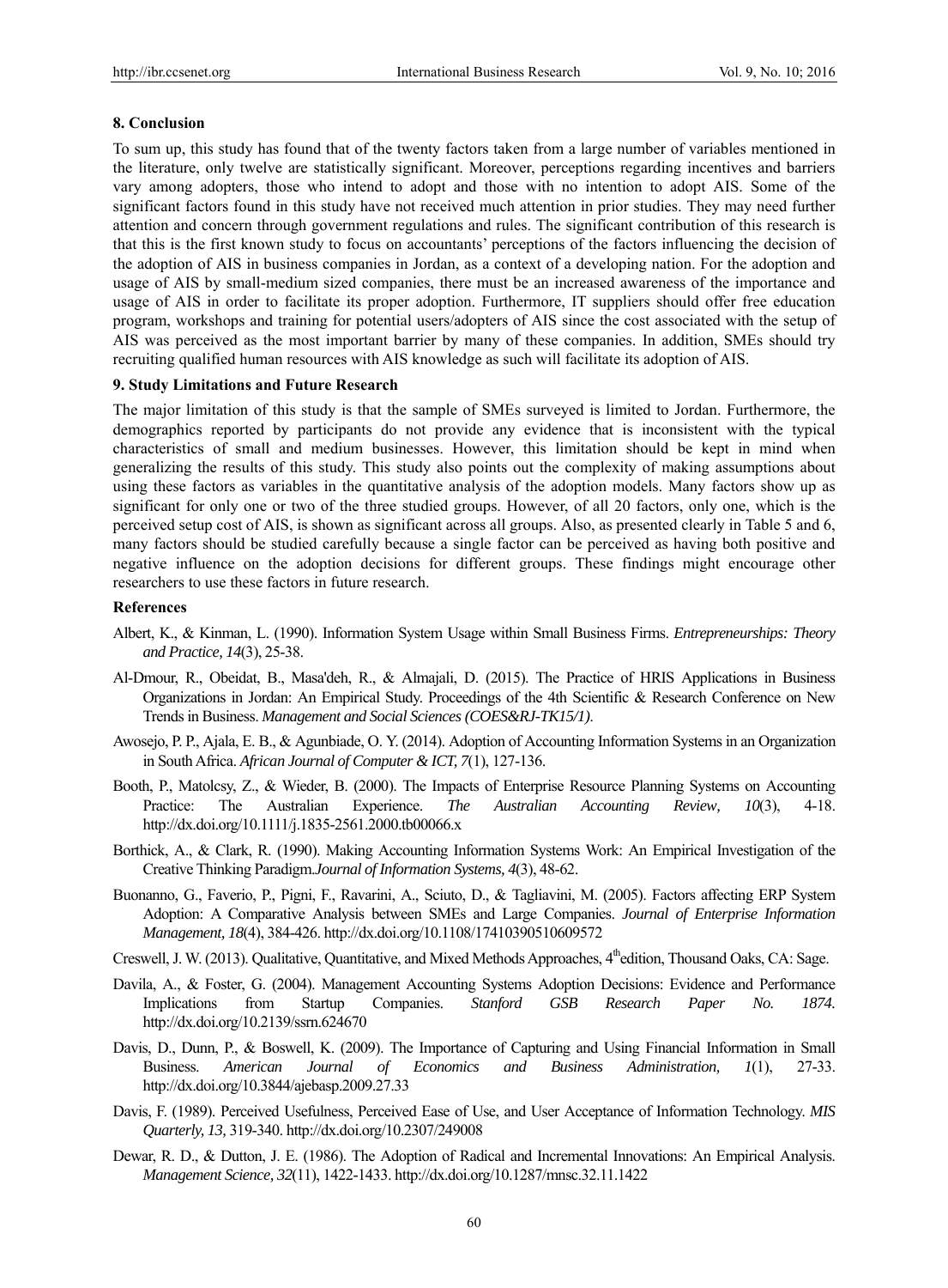## 8. Conclusion

To sum up, this study has found that of the twenty factors taken from a large number of variables mentioned in the literature, only twelve are statistically significant. Moreover, perceptions regarding incentives and barriers vary among adopters, those who intend to adopt and those with no intention to adopt AIS. Some of the significant factors found in this study have not received much attention in prior studies. They may need further attention and concern through government regulations and rules. The significant contribution of this research is that this is the first known study to focus on accountants' perceptions of the factors influencing the decision of the adoption of AIS in business companies in Jordan, as a context of a developing nation. For the adoption and usage of AIS by small-medium sized companies, there must be an increased awareness of the importance and usage of AIS in order to facilitate its proper adoption. Furthermore, IT suppliers should offer free education program, workshops and training for potential users/adopters of AIS since the cost associated with the setup of AIS was perceived as the most important barrier by many of these companies. In addition, SMEs should try recruiting qualified human resources with AIS knowledge as such will facilitate its adoption of AIS.

## 9. Study Limitations and Future Research

The major limitation of this study is that the sample of SMEs surveyed is limited to Jordan. Furthermore, the demographics reported by participants do not provide any evidence that is inconsistent with the typical characteristics of small and medium businesses. However, this limitation should be kept in mind when generalizing the results of this study. This study also points out the complexity of making assumptions about using these factors as variables in the quantitative analysis of the adoption models. Many factors show up as significant for only one or two of the three studied groups. However, of all 20 factors, only one, which is the perceived setup cost of AIS, is shown as significant across all groups. Also, as presented clearly in Table 5 and 6, many factors should be studied carefully because a single factor can be perceived as having both positive and negative influence on the adoption decisions for different groups. These findings might encourage other researchers to use these factors in future research.

## References

Albert, K., & Kinman, L. (1990). Information System Usage within Small Business Firms. *Entrepreneurships: Theory and Practice, 14*(3), 25-38.

Al-Dmour, R., Obeidat, B., Masa'deh, R., & Almajali, D. (2015). The Practice of HRIS Applications in Business Organizations in Jordan: An Empirical Study. Proceedings of the 4th Scientific & Research Conference on New Trends in Business. *Management and Social Sciences (COES&RJ-TK15/1)*.

Awosejo, P. P., Ajala, E. B., & Agunbiade, O. Y. (2014). Adoption of Accounting Information Systems in an Organization in South Africa. *African Journal of Computer & ICT, 7*(1), 127-136.

Booth, P., Matolcsy, Z., & Wieder, B. (2000). The Impacts of Enterprise Resource Planning Systems on Accounting Practice: The Australian Experience. *The Australian Accounting Review, 10*(3), 4-18. http://dx.doi.org/10.1111/j.1835-2561.2000.tb00066.x

Borthick, A., & Clark, R. (1990). Making Accounting Information Systems Work: An Empirical Investigation of the Creative Thinking Paradigm.*Journal of Information Systems, 4*(3), 48-62.

Buonanno, G., Faverio, P., Pigni, F., Ravarini, A., Sciuto, D., & Tagliavini, M. (2005). Factors affecting ERP System Adoption: A Comparative Analysis between SMEs and Large Companies. *Journal of Enterprise Information Management, 18*(4), 384-426. http://dx.doi.org/10.1108/17410390510609572

Creswell, J. W. (2013). Qualitative, Quantitative, and Mixed Methods Approaches, 4th edition, Thousand Oaks, CA: Sage.

Davila, A., & Foster, G. (2004). Management Accounting Systems Adoption Decisions: Evidence and Performance Implications from Startup Companies. *Stanford GSB Research Paper No. 1874.* http://dx.doi.org/10.2139/ssrn.624670

Davis, D., Dunn, P., & Boswell, K. (2009). The Importance of Capturing and Using Financial Information in Small Business. *American Journal of Economics and Business Administration, 1*(1), 27-33. http://dx.doi.org/10.3844/ajebasp.2009.27.33

Davis, F. (1989). Perceived Usefulness, Perceived Ease of Use, and User Acceptance of Information Technology. *MIS Quarterly, 13,* 319-340. http://dx.doi.org/10.2307/249008

Dewar, R. D., & Dutton, J. E. (1986). The Adoption of Radical and Incremental Innovations: An Empirical Analysis. *Management Science, 32*(11), 1422-1433. http://dx.doi.org/10.1287/mnsc.32.11.1422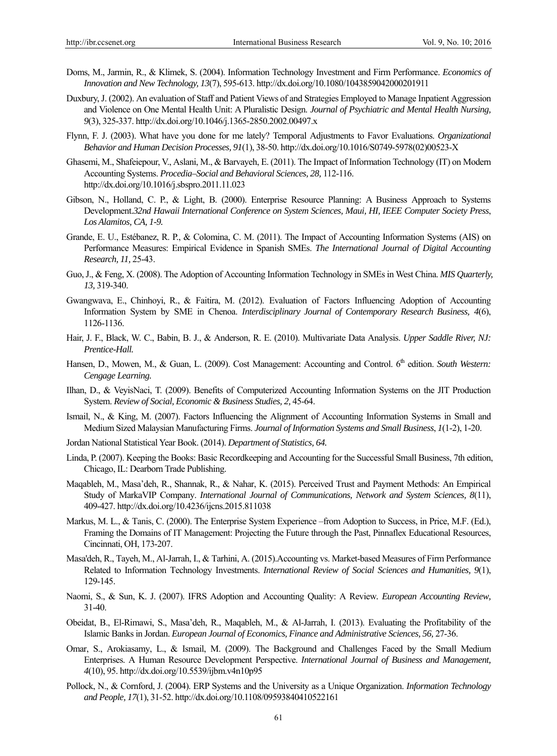Doms, M., Jarmin, R., & Klimek, S. (2004). Information Technology Investment and Firm Performance. *Economics of Innovation and New Technology, 13*(7), 595-613. http://dx.doi.org/10.1080/1043859042000201911

Duxbury, J. (2002). An evaluation of Staff and Patient Views of and Strategies Employed to Manage Inpatient Aggression and Violence on One Mental Health Unit: A Pluralistic Design. *Journal of Psychiatric and Mental Health Nursing, 9*(3), 325-337. http://dx.doi.org/10.1046/j.1365-2850.2002.00497.x

Flynn, F. J. (2003). What have you done for me lately? Temporal Adjustments to Favor Evaluations. *Organizational Behavior and Human Decision Processes, 91*(1), 38-50. http://dx.doi.org/10.1016/S0749-5978(02)00523-X

Ghasemi, M., Shafeiepour, V., Aslani, M., & Barvayeh, E. (2011). The Impact of Information Technology (IT) on Modern Accounting Systems. *Procedia–Social and Behavioral Sciences, 28,* 112-116. http://dx.doi.org/10.1016/j.sbspro.2011.11.023

Gibson, N., Holland, C. P., & Light, B. (2000). Enterprise Resource Planning: A Business Approach to Systems Development.*32nd Hawaii International Conference on System Sciences, Maui, HI, IEEE Computer Society Press, Los Alamitos, CA, 1-9.*

Grande, E. U., Estébanez, R. P., & Colomina, C. M. (2011). The Impact of Accounting Information Systems (AIS) on Performance Measures: Empirical Evidence in Spanish SMEs. *The International Journal of Digital Accounting Research, 11,* 25-43.

Guo, J., & Feng, X. (2008). The Adoption of Accounting Information Technology in SMEs in West China. *MIS Quarterly, 13,* 319-340.

Gwangwava, E., Chinhoyi, R., & Faitira, M. (2012). Evaluation of Factors Influencing Adoption of Accounting Information System by SME in Chenoa. *Interdisciplinary Journal of Contemporary Research Business, 4*(6), 1126-1136.

Hair, J. F., Black, W. C., Babin, B. J., & Anderson, R. E. (2010). Multivariate Data Analysis. *Upper Saddle River, NJ: Prentice-Hall.*

Hansen, D., Mowen, M., & Guan, L. (2009). Cost Management: Accounting and Control. 6th edition. *South Western: Cengage Learning.*

Ilhan, D., & VeyisNaci, T. (2009). Benefits of Computerized Accounting Information Systems on the JIT Production System. *Review of Social, Economic & Business Studies, 2,* 45-64.

Ismail, N., & King, M. (2007). Factors Influencing the Alignment of Accounting Information Systems in Small and Medium Sized Malaysian Manufacturing Firms. *Journal of Information Systems and Small Business*, *1*(1-2), 1-20.

Jordan National Statistical Year Book. (2014). *Department of Statistics, 64.*

Linda, P. (2007). Keeping the Books: Basic Recordkeeping and Accounting for the Successful Small Business, 7th edition, Chicago, IL: Dearborn Trade Publishing.

Maqableh, M., Masa'deh, R., Shannak, R., & Nahar, K. (2015). Perceived Trust and Payment Methods: An Empirical Study of MarkaVIP Company. *International Journal of Communications, Network and System Sciences, 8*(11), 409-427. http://dx.doi.org/10.4236/ijcns.2015.811038

Markus, M. L., & Tanis, C. (2000). The Enterprise System Experience –from Adoption to Success, in Price, M.F. (Ed.), Framing the Domains of IT Management: Projecting the Future through the Past, Pinnaflex Educational Resources, Cincinnati, OH, 173-207.

Masa'deh, R., Tayeh, M., Al-Jarrah, I., & Tarhini, A. (2015).Accounting vs. Market-based Measures of Firm Performance Related to Information Technology Investments. *International Review of Social Sciences and Humanities, 9*(1), 129-145.

Naomi, S., & Sun, K. J. (2007). IFRS Adoption and Accounting Quality: A Review. *European Accounting Review,* 31-40.

Obeidat, B., El-Rimawi, S., Masa'deh, R., Maqableh, M., & Al-Jarrah, I. (2013). Evaluating the Profitability of the Islamic Banks in Jordan. *European Journal of Economics, Finance and Administrative Sciences, 56,* 27-36.

Omar, S., Arokiasamy, L., & Ismail, M. (2009). The Background and Challenges Faced by the Small Medium Enterprises. A Human Resource Development Perspective. *International Journal of Business and Management, 4*(10), 95. http://dx.doi.org/10.5539/ijbm.v4n10p95

Pollock, N., & Cornford, J. (2004). ERP Systems and the University as a Unique Organization. *Information Technology and People, 17*(1), 31-52. http://dx.doi.org/10.1108/09593840410522161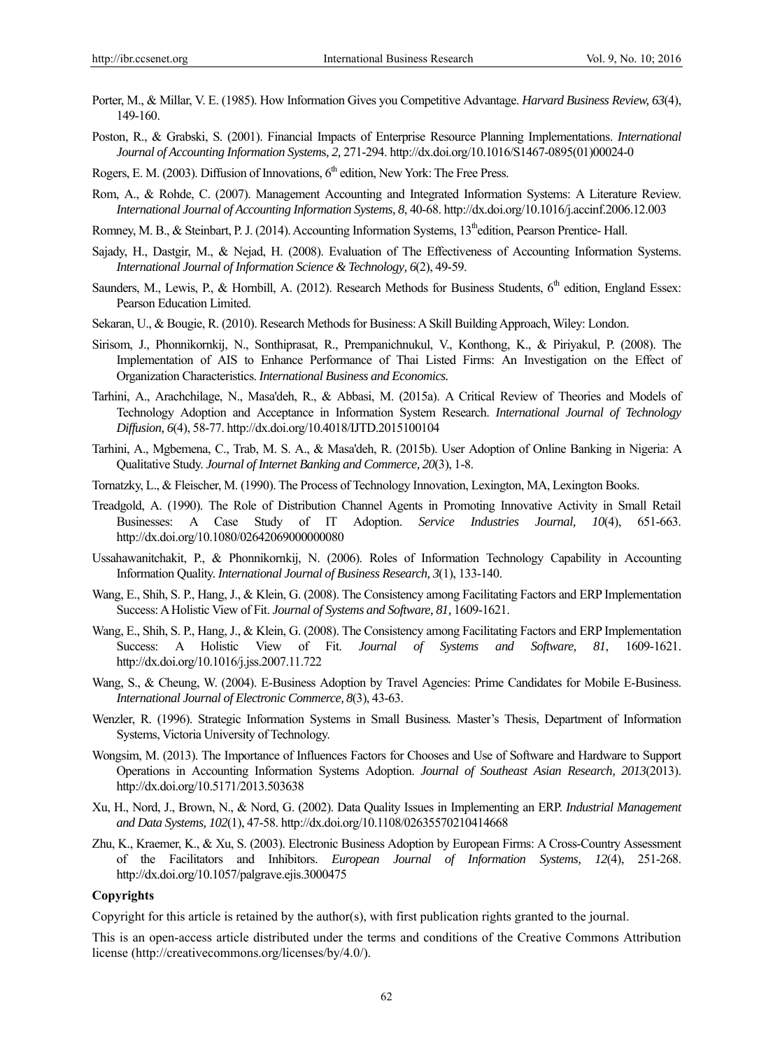Porter, M., & Millar, V. E. (1985). How Information Gives you Competitive Advantage. *Harvard Business Review, 63*(4), 149-160.

Poston, R., & Grabski, S. (2001). Financial Impacts of Enterprise Resource Planning Implementations. *International Journal of Accounting Information Systems, 2,* 271-294. http://dx.doi.org/10.1016/S1467-0895(01)00024-0

Rogers, E. M. (2003). Diffusion of Innovations, 6th edition, New York: The Free Press.

Rom, A., & Rohde, C. (2007). Management Accounting and Integrated Information Systems: A Literature Review. *International Journal of Accounting Information Systems, 8*, 40-68. http://dx.doi.org/10.1016/j.accinf.2006.12.003

Romney, M. B., & Steinbart, P. J. (2014). Accounting Information Systems, 13th edition, Pearson Prentice- Hall.

Sajady, H., Dastgir, M., & Nejad, H. (2008). Evaluation of The Effectiveness of Accounting Information Systems. *International Journal of Information Science & Technology, 6*(2), 49-59.

Saunders, M., Lewis, P., & Hornbill, A. (2012). Research Methods for Business Students, 6th edition, England Essex: Pearson Education Limited.

Sekaran, U., & Bougie, R. (2010). Research Methods for Business: A Skill Building Approach, Wiley: London.

Sirisom, J., Phonnikornkij, N., Sonthiprasat, R., Prempanichnukul, V., Konthong, K., & Piriyakul, P. (2008). The Implementation of AIS to Enhance Performance of Thai Listed Firms: An Investigation on the Effect of Organization Characteristics. *International Business and Economics.*

Tarhini, A., Arachchilage, N., Masa'deh, R., & Abbasi, M. (2015a). A Critical Review of Theories and Models of Technology Adoption and Acceptance in Information System Research. *International Journal of Technology Diffusion, 6*(4), 58-77. http://dx.doi.org/10.4018/IJTD.2015100104

Tarhini, A., Mgbemena, C., Trab, M. S. A., & Masa'deh, R. (2015b). User Adoption of Online Banking in Nigeria: A Qualitative Study. *Journal of Internet Banking and Commerce, 20*(3), 1-8.

Tornatzky, L., & Fleischer, M. (1990). The Process of Technology Innovation, Lexington, MA, Lexington Books.

Treadgold, A. (1990). The Role of Distribution Channel Agents in Promoting Innovative Activity in Small Retail Businesses: A Case Study of IT Adoption. *Service Industries Journal, 10*(4), 651-663. http://dx.doi.org/10.1080/02642069000000080

Ussahawanitchakit, P., & Phonnikornkij, N. (2006). Roles of Information Technology Capability in Accounting Information Quality. *International Journal of Business Research, 3*(1), 133-140.

Wang, E., Shih, S. P., Hang, J., & Klein, G. (2008). The Consistency among Facilitating Factors and ERP Implementation Success: A Holistic View of Fit. *Journal of Systems and Software, 81,* 1609-1621.

Wang, E., Shih, S. P., Hang, J., & Klein, G. (2008). The Consistency among Facilitating Factors and ERP Implementation Success: A Holistic View of Fit. *Journal of Systems and Software, 81*, 1609-1621. http://dx.doi.org/10.1016/j.jss.2007.11.722

Wang, S., & Cheung, W. (2004). E-Business Adoption by Travel Agencies: Prime Candidates for Mobile E-Business. *International Journal of Electronic Commerce, 8*(3), 43-63.

Wenzler, R. (1996). Strategic Information Systems in Small Business*.* Master's Thesis, Department of Information Systems, Victoria University of Technology.

Wongsim, M. (2013). The Importance of Influences Factors for Chooses and Use of Software and Hardware to Support Operations in Accounting Information Systems Adoption. *Journal of Southeast Asian Research, 2013*(2013). http://dx.doi.org/10.5171/2013.503638

Xu, H., Nord, J., Brown, N., & Nord, G. (2002). Data Quality Issues in Implementing an ERP. *Industrial Management and Data Systems, 102*(1), 47-58. http://dx.doi.org/10.1108/02635570210414668

Zhu, K., Kraemer, K., & Xu, S. (2003). Electronic Business Adoption by European Firms: A Cross-Country Assessment of the Facilitators and Inhibitors. *European Journal of Information Systems, 12*(4), 251-268. http://dx.doi.org/10.1057/palgrave.ejis.3000475

**Copyrights**

Copyright for this article is retained by the author(s), with first publication rights granted to the journal.

This is an open-access article distributed under the terms and conditions of the Creative Commons Attribution license (http://creativecommons.org/licenses/by/4.0/).